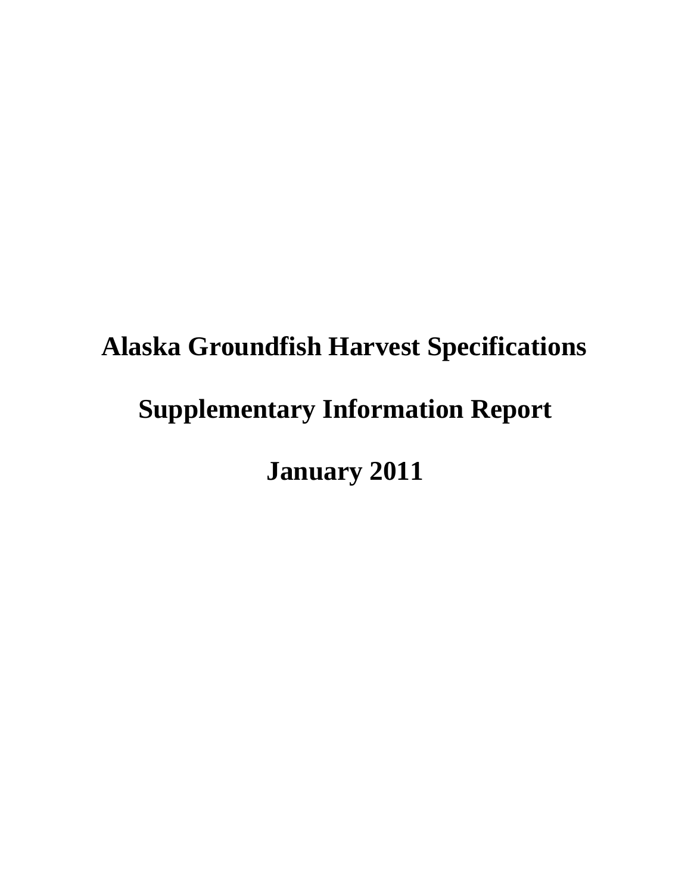# Alaska Groundfish Harvest Specifications

# Supplementary Information Report

# January 2011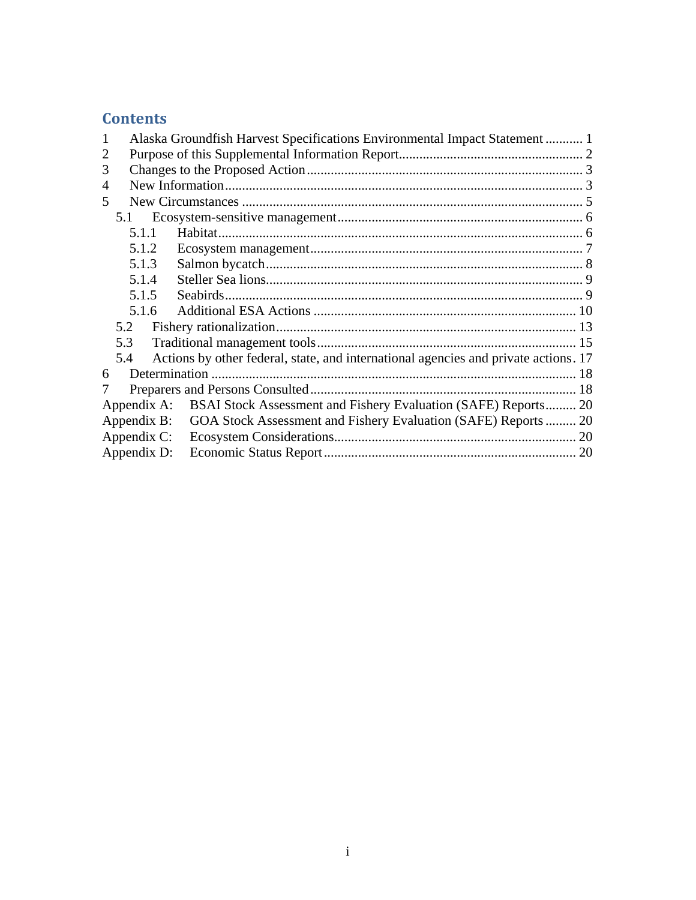## Contents

1 Alaska Groundfish Harvest Specifications Environmental Impact Statement ........... 1
2 Purpose of this Supplemental Information Report..................................................... 2
3 Changes to the Proposed Action ................................................................................ 3
4 New Information ........................................................................................................ 3
5 New Circumstances .................................................................................................... 5
  5.1 Ecosystem-sensitive management ....................................................................... 6
    5.1.1 Habitat .......................................................................................................... 6
    5.1.2 Ecosystem management ................................................................................ 7
    5.1.3 Salmon bycatch ............................................................................................. 8
    5.1.4 Steller Sea lions ............................................................................................. 9
    5.1.5 Seabirds ........................................................................................................ 9
    5.1.6 Additional ESA Actions ............................................................................. 10
  5.2 Fishery rationalization ....................................................................................... 13
  5.3 Traditional management tools ........................................................................... 15
  5.4 Actions by other federal, state, and international agencies and private actions. 17
6 Determination .......................................................................................................... 18
7 Preparers and Persons Consulted ............................................................................. 18
Appendix A: BSAI Stock Assessment and Fishery Evaluation (SAFE) Reports......... 20
Appendix B: GOA Stock Assessment and Fishery Evaluation (SAFE) Reports ......... 20
Appendix C: Ecosystem Considerations...................................................................... 20
Appendix D: Economic Status Report ......................................................................... 20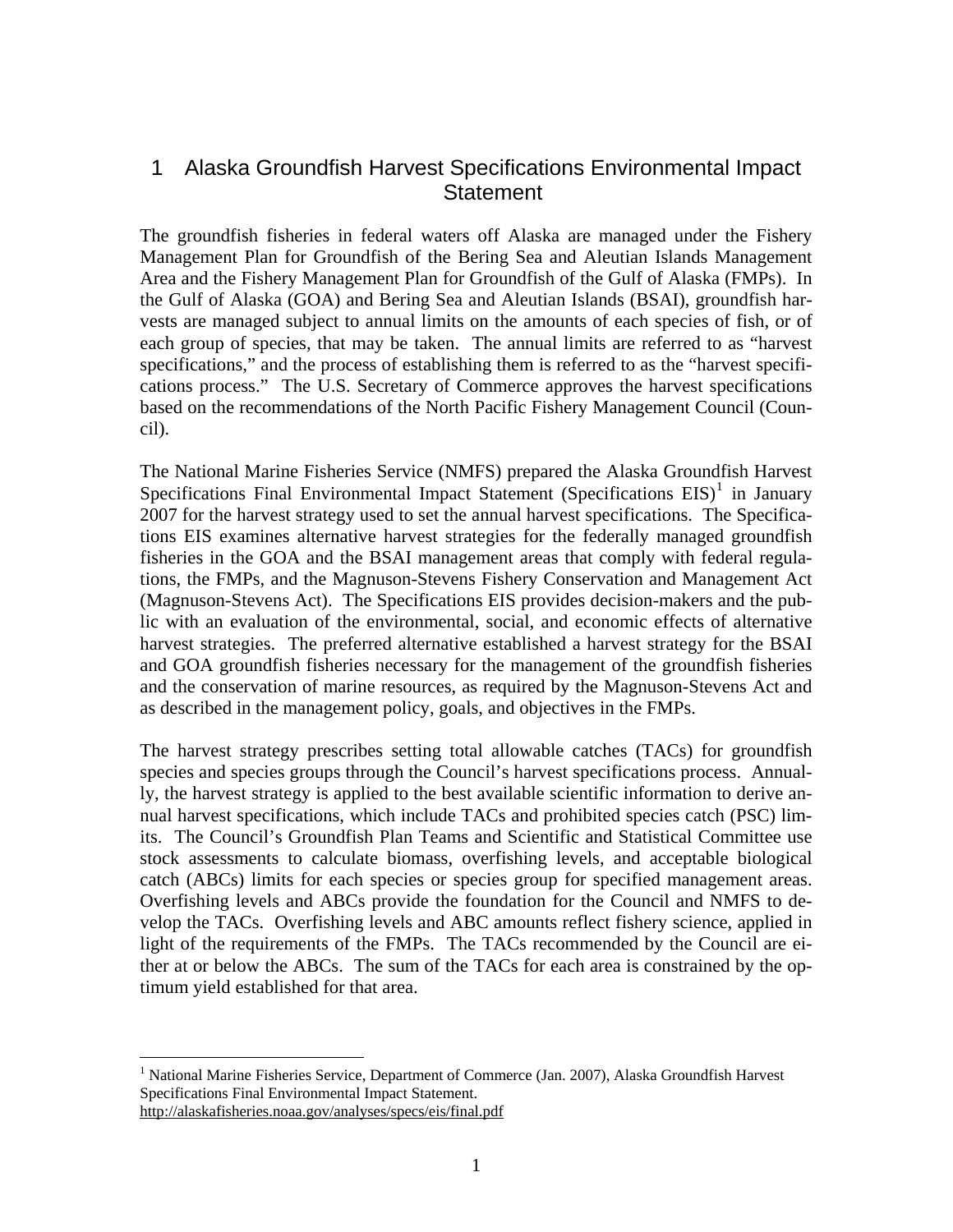# 1 Alaska Groundfish Harvest Specifications Environmental Impact Statement

The groundfish fisheries in federal waters off Alaska are managed under the Fishery Management Plan for Groundfish of the Bering Sea and Aleutian Islands Management Area and the Fishery Management Plan for Groundfish of the Gulf of Alaska (FMPs). In the Gulf of Alaska (GOA) and Bering Sea and Aleutian Islands (BSAI), groundfish harvests are managed subject to annual limits on the amounts of each species of fish, or of each group of species, that may be taken. The annual limits are referred to as "harvest specifications," and the process of establishing them is referred to as the "harvest specifications process." The U.S. Secretary of Commerce approves the harvest specifications based on the recommendations of the North Pacific Fishery Management Council (Council).

The National Marine Fisheries Service (NMFS) prepared the Alaska Groundfish Harvest Specifications Final Environmental Impact Statement (Specifications EIS)[1] in January 2007 for the harvest strategy used to set the annual harvest specifications. The Specifications EIS examines alternative harvest strategies for the federally managed groundfish fisheries in the GOA and the BSAI management areas that comply with federal regulations, the FMPs, and the Magnuson-Stevens Fishery Conservation and Management Act (Magnuson-Stevens Act). The Specifications EIS provides decision-makers and the public with an evaluation of the environmental, social, and economic effects of alternative harvest strategies. The preferred alternative established a harvest strategy for the BSAI and GOA groundfish fisheries necessary for the management of the groundfish fisheries and the conservation of marine resources, as required by the Magnuson-Stevens Act and as described in the management policy, goals, and objectives in the FMPs.

The harvest strategy prescribes setting total allowable catches (TACs) for groundfish species and species groups through the Council's harvest specifications process. Annually, the harvest strategy is applied to the best available scientific information to derive annual harvest specifications, which include TACs and prohibited species catch (PSC) limits. The Council's Groundfish Plan Teams and Scientific and Statistical Committee use stock assessments to calculate biomass, overfishing levels, and acceptable biological catch (ABCs) limits for each species or species group for specified management areas. Overfishing levels and ABCs provide the foundation for the Council and NMFS to develop the TACs. Overfishing levels and ABC amounts reflect fishery science, applied in light of the requirements of the FMPs. The TACs recommended by the Council are either at or below the ABCs. The sum of the TACs for each area is constrained by the optimum yield established for that area.

---

[1] National Marine Fisheries Service, Department of Commerce (Jan. 2007), Alaska Groundfish Harvest Specifications Final Environmental Impact Statement. http://alaskafisheries.noaa.gov/analyses/specs/eis/final.pdf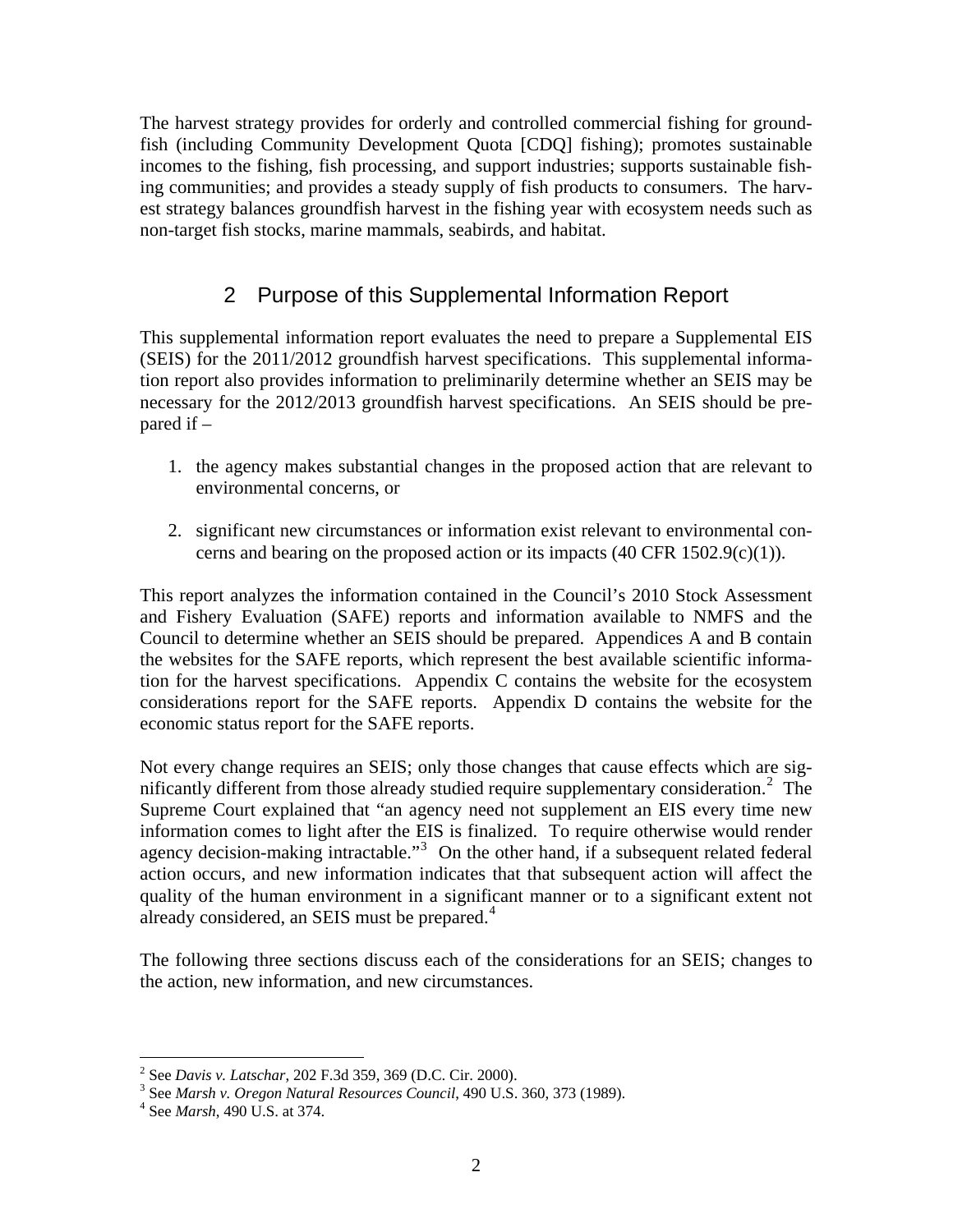The harvest strategy provides for orderly and controlled commercial fishing for groundfish (including Community Development Quota [CDQ] fishing); promotes sustainable incomes to the fishing, fish processing, and support industries; supports sustainable fishing communities; and provides a steady supply of fish products to consumers. The harvest strategy balances groundfish harvest in the fishing year with ecosystem needs such as non-target fish stocks, marine mammals, seabirds, and habitat.

# 2 Purpose of this Supplemental Information Report

This supplemental information report evaluates the need to prepare a Supplemental EIS (SEIS) for the 2011/2012 groundfish harvest specifications. This supplemental information report also provides information to preliminarily determine whether an SEIS may be necessary for the 2012/2013 groundfish harvest specifications. An SEIS should be prepared if –

1. the agency makes substantial changes in the proposed action that are relevant to environmental concerns, or

2. significant new circumstances or information exist relevant to environmental concerns and bearing on the proposed action or its impacts (40 CFR 1502.9(c)(1)).

This report analyzes the information contained in the Council's 2010 Stock Assessment and Fishery Evaluation (SAFE) reports and information available to NMFS and the Council to determine whether an SEIS should be prepared. Appendices A and B contain the websites for the SAFE reports, which represent the best available scientific information for the harvest specifications. Appendix C contains the website for the ecosystem considerations report for the SAFE reports. Appendix D contains the website for the economic status report for the SAFE reports.

Not every change requires an SEIS; only those changes that cause effects which are significantly different from those already studied require supplementary consideration.[2] The Supreme Court explained that "an agency need not supplement an EIS every time new information comes to light after the EIS is finalized. To require otherwise would render agency decision-making intractable."[3] On the other hand, if a subsequent related federal action occurs, and new information indicates that that subsequent action will affect the quality of the human environment in a significant manner or to a significant extent not already considered, an SEIS must be prepared.[4]

The following three sections discuss each of the considerations for an SEIS; changes to the action, new information, and new circumstances.

---

[2] See *Davis v. Latschar*, 202 F.3d 359, 369 (D.C. Cir. 2000).

[3] See *Marsh v. Oregon Natural Resources Council*, 490 U.S. 360, 373 (1989).

[4] See *Marsh*, 490 U.S. at 374.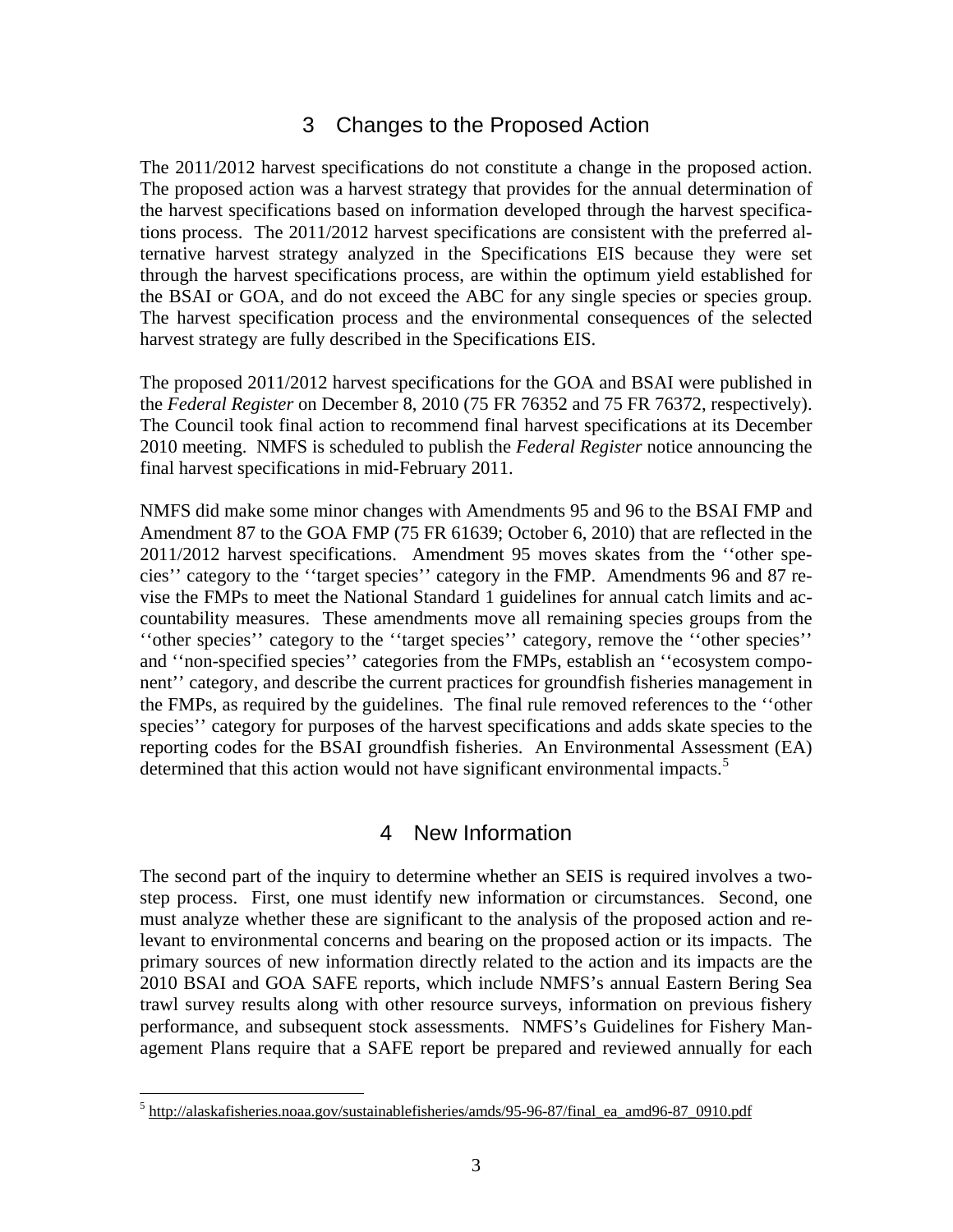## 3 Changes to the Proposed Action

The 2011/2012 harvest specifications do not constitute a change in the proposed action. The proposed action was a harvest strategy that provides for the annual determination of the harvest specifications based on information developed through the harvest specifications process. The 2011/2012 harvest specifications are consistent with the preferred alternative harvest strategy analyzed in the Specifications EIS because they were set through the harvest specifications process, are within the optimum yield established for the BSAI or GOA, and do not exceed the ABC for any single species or species group. The harvest specification process and the environmental consequences of the selected harvest strategy are fully described in the Specifications EIS.

The proposed 2011/2012 harvest specifications for the GOA and BSAI were published in the *Federal Register* on December 8, 2010 (75 FR 76352 and 75 FR 76372, respectively). The Council took final action to recommend final harvest specifications at its December 2010 meeting. NMFS is scheduled to publish the *Federal Register* notice announcing the final harvest specifications in mid-February 2011.

NMFS did make some minor changes with Amendments 95 and 96 to the BSAI FMP and Amendment 87 to the GOA FMP (75 FR 61639; October 6, 2010) that are reflected in the 2011/2012 harvest specifications. Amendment 95 moves skates from the ''other species'' category to the ''target species'' category in the FMP. Amendments 96 and 87 revise the FMPs to meet the National Standard 1 guidelines for annual catch limits and accountability measures. These amendments move all remaining species groups from the ''other species'' category to the ''target species'' category, remove the ''other species'' and ''non-specified species'' categories from the FMPs, establish an ''ecosystem component'' category, and describe the current practices for groundfish fisheries management in the FMPs, as required by the guidelines. The final rule removed references to the ''other species'' category for purposes of the harvest specifications and adds skate species to the reporting codes for the BSAI groundfish fisheries. An Environmental Assessment (EA) determined that this action would not have significant environmental impacts.[5]

## 4 New Information

The second part of the inquiry to determine whether an SEIS is required involves a two-step process. First, one must identify new information or circumstances. Second, one must analyze whether these are significant to the analysis of the proposed action and relevant to environmental concerns and bearing on the proposed action or its impacts. The primary sources of new information directly related to the action and its impacts are the 2010 BSAI and GOA SAFE reports, which include NMFS's annual Eastern Bering Sea trawl survey results along with other resource surveys, information on previous fishery performance, and subsequent stock assessments. NMFS's Guidelines for Fishery Management Plans require that a SAFE report be prepared and reviewed annually for each

[5] http://alaskafisheries.noaa.gov/sustainablefisheries/amds/95-96-87/final_ea_amd96-87_0910.pdf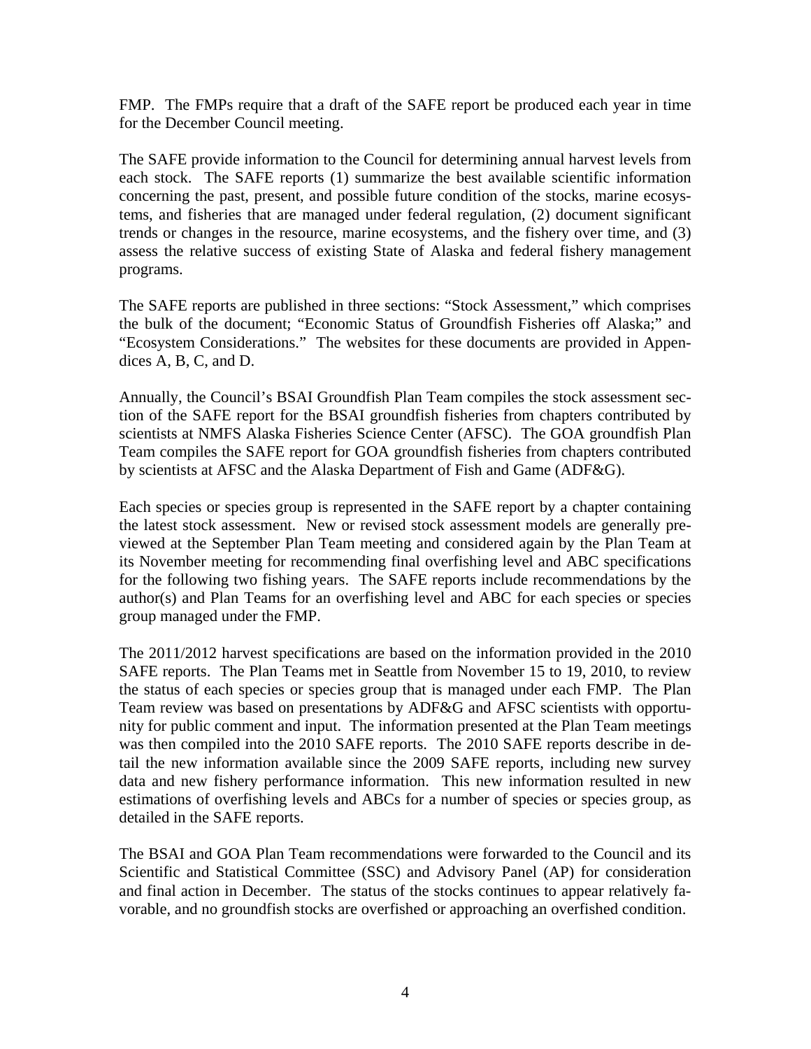FMP. The FMPs require that a draft of the SAFE report be produced each year in time for the December Council meeting.

The SAFE provide information to the Council for determining annual harvest levels from each stock. The SAFE reports (1) summarize the best available scientific information concerning the past, present, and possible future condition of the stocks, marine ecosystems, and fisheries that are managed under federal regulation, (2) document significant trends or changes in the resource, marine ecosystems, and the fishery over time, and (3) assess the relative success of existing State of Alaska and federal fishery management programs.

The SAFE reports are published in three sections: "Stock Assessment," which comprises the bulk of the document; "Economic Status of Groundfish Fisheries off Alaska;" and "Ecosystem Considerations." The websites for these documents are provided in Appendices A, B, C, and D.

Annually, the Council's BSAI Groundfish Plan Team compiles the stock assessment section of the SAFE report for the BSAI groundfish fisheries from chapters contributed by scientists at NMFS Alaska Fisheries Science Center (AFSC). The GOA groundfish Plan Team compiles the SAFE report for GOA groundfish fisheries from chapters contributed by scientists at AFSC and the Alaska Department of Fish and Game (ADF&G).

Each species or species group is represented in the SAFE report by a chapter containing the latest stock assessment. New or revised stock assessment models are generally previewed at the September Plan Team meeting and considered again by the Plan Team at its November meeting for recommending final overfishing level and ABC specifications for the following two fishing years. The SAFE reports include recommendations by the author(s) and Plan Teams for an overfishing level and ABC for each species or species group managed under the FMP.

The 2011/2012 harvest specifications are based on the information provided in the 2010 SAFE reports. The Plan Teams met in Seattle from November 15 to 19, 2010, to review the status of each species or species group that is managed under each FMP. The Plan Team review was based on presentations by ADF&G and AFSC scientists with opportunity for public comment and input. The information presented at the Plan Team meetings was then compiled into the 2010 SAFE reports. The 2010 SAFE reports describe in detail the new information available since the 2009 SAFE reports, including new survey data and new fishery performance information. This new information resulted in new estimations of overfishing levels and ABCs for a number of species or species group, as detailed in the SAFE reports.

The BSAI and GOA Plan Team recommendations were forwarded to the Council and its Scientific and Statistical Committee (SSC) and Advisory Panel (AP) for consideration and final action in December. The status of the stocks continues to appear relatively favorable, and no groundfish stocks are overfished or approaching an overfished condition.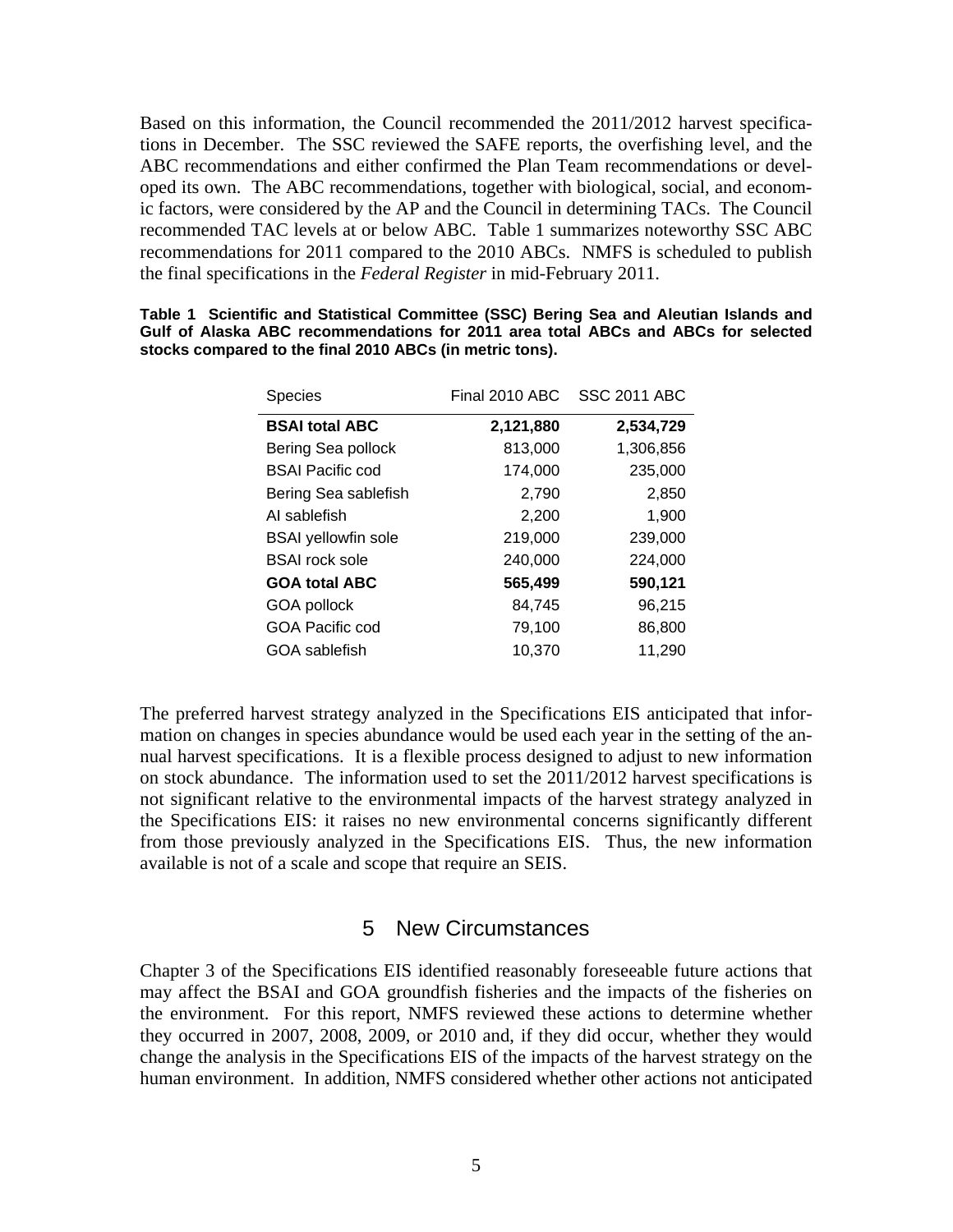Based on this information, the Council recommended the 2011/2012 harvest specifications in December. The SSC reviewed the SAFE reports, the overfishing level, and the ABC recommendations and either confirmed the Plan Team recommendations or developed its own. The ABC recommendations, together with biological, social, and economic factors, were considered by the AP and the Council in determining TACs. The Council recommended TAC levels at or below ABC. Table 1 summarizes noteworthy SSC ABC recommendations for 2011 compared to the 2010 ABCs. NMFS is scheduled to publish the final specifications in the *Federal Register* in mid-February 2011.

**Table 1 Scientific and Statistical Committee (SSC) Bering Sea and Aleutian Islands and Gulf of Alaska ABC recommendations for 2011 area total ABCs and ABCs for selected stocks compared to the final 2010 ABCs (in metric tons).**

| Species | Final 2010 ABC | SSC 2011 ABC |
|---|---|---|
| **BSAI total ABC** | **2,121,880** | **2,534,729** |
| Bering Sea pollock | 813,000 | 1,306,856 |
| BSAI Pacific cod | 174,000 | 235,000 |
| Bering Sea sablefish | 2,790 | 2,850 |
| AI sablefish | 2,200 | 1,900 |
| BSAI yellowfin sole | 219,000 | 239,000 |
| BSAI rock sole | 240,000 | 224,000 |
| **GOA total ABC** | **565,499** | **590,121** |
| GOA pollock | 84,745 | 96,215 |
| GOA Pacific cod | 79,100 | 86,800 |
| GOA sablefish | 10,370 | 11,290 |

The preferred harvest strategy analyzed in the Specifications EIS anticipated that information on changes in species abundance would be used each year in the setting of the annual harvest specifications. It is a flexible process designed to adjust to new information on stock abundance. The information used to set the 2011/2012 harvest specifications is not significant relative to the environmental impacts of the harvest strategy analyzed in the Specifications EIS: it raises no new environmental concerns significantly different from those previously analyzed in the Specifications EIS. Thus, the new information available is not of a scale and scope that require an SEIS.

# 5 New Circumstances

Chapter 3 of the Specifications EIS identified reasonably foreseeable future actions that may affect the BSAI and GOA groundfish fisheries and the impacts of the fisheries on the environment. For this report, NMFS reviewed these actions to determine whether they occurred in 2007, 2008, 2009, or 2010 and, if they did occur, whether they would change the analysis in the Specifications EIS of the impacts of the harvest strategy on the human environment. In addition, NMFS considered whether other actions not anticipated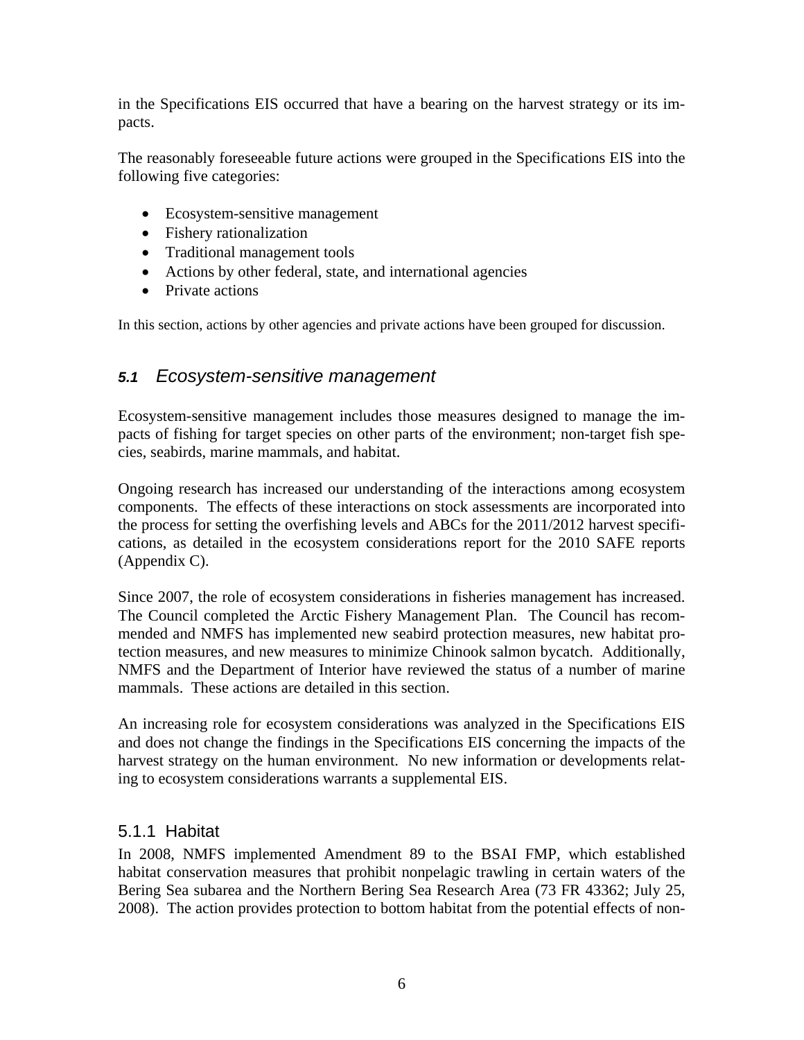in the Specifications EIS occurred that have a bearing on the harvest strategy or its impacts.

The reasonably foreseeable future actions were grouped in the Specifications EIS into the following five categories:

- Ecosystem-sensitive management
- Fishery rationalization
- Traditional management tools
- Actions by other federal, state, and international agencies
- Private actions

In this section, actions by other agencies and private actions have been grouped for discussion.

## *5.1 Ecosystem-sensitive management*

Ecosystem-sensitive management includes those measures designed to manage the impacts of fishing for target species on other parts of the environment; non-target fish species, seabirds, marine mammals, and habitat.

Ongoing research has increased our understanding of the interactions among ecosystem components. The effects of these interactions on stock assessments are incorporated into the process for setting the overfishing levels and ABCs for the 2011/2012 harvest specifications, as detailed in the ecosystem considerations report for the 2010 SAFE reports (Appendix C).

Since 2007, the role of ecosystem considerations in fisheries management has increased. The Council completed the Arctic Fishery Management Plan. The Council has recommended and NMFS has implemented new seabird protection measures, new habitat protection measures, and new measures to minimize Chinook salmon bycatch. Additionally, NMFS and the Department of Interior have reviewed the status of a number of marine mammals. These actions are detailed in this section.

An increasing role for ecosystem considerations was analyzed in the Specifications EIS and does not change the findings in the Specifications EIS concerning the impacts of the harvest strategy on the human environment. No new information or developments relating to ecosystem considerations warrants a supplemental EIS.

### 5.1.1 Habitat

In 2008, NMFS implemented Amendment 89 to the BSAI FMP, which established habitat conservation measures that prohibit nonpelagic trawling in certain waters of the Bering Sea subarea and the Northern Bering Sea Research Area (73 FR 43362; July 25, 2008). The action provides protection to bottom habitat from the potential effects of non-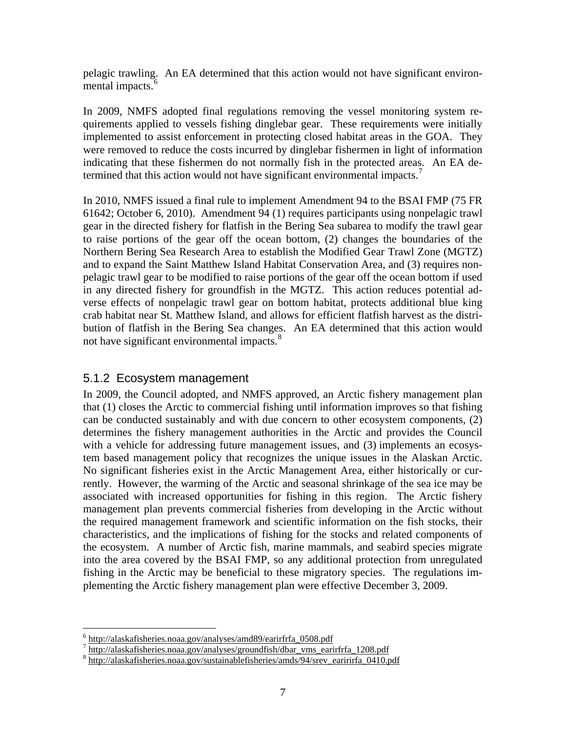pelagic trawling. An EA determined that this action would not have significant environmental impacts.[6]

In 2009, NMFS adopted final regulations removing the vessel monitoring system requirements applied to vessels fishing dinglebar gear. These requirements were initially implemented to assist enforcement in protecting closed habitat areas in the GOA. They were removed to reduce the costs incurred by dinglebar fishermen in light of information indicating that these fishermen do not normally fish in the protected areas. An EA determined that this action would not have significant environmental impacts.[7]

In 2010, NMFS issued a final rule to implement Amendment 94 to the BSAI FMP (75 FR 61642; October 6, 2010). Amendment 94 (1) requires participants using nonpelagic trawl gear in the directed fishery for flatfish in the Bering Sea subarea to modify the trawl gear to raise portions of the gear off the ocean bottom, (2) changes the boundaries of the Northern Bering Sea Research Area to establish the Modified Gear Trawl Zone (MGTZ) and to expand the Saint Matthew Island Habitat Conservation Area, and (3) requires nonpelagic trawl gear to be modified to raise portions of the gear off the ocean bottom if used in any directed fishery for groundfish in the MGTZ. This action reduces potential adverse effects of nonpelagic trawl gear on bottom habitat, protects additional blue king crab habitat near St. Matthew Island, and allows for efficient flatfish harvest as the distribution of flatfish in the Bering Sea changes. An EA determined that this action would not have significant environmental impacts.[8]

### 5.1.2 Ecosystem management

In 2009, the Council adopted, and NMFS approved, an Arctic fishery management plan that (1) closes the Arctic to commercial fishing until information improves so that fishing can be conducted sustainably and with due concern to other ecosystem components, (2) determines the fishery management authorities in the Arctic and provides the Council with a vehicle for addressing future management issues, and (3) implements an ecosystem based management policy that recognizes the unique issues in the Alaskan Arctic. No significant fisheries exist in the Arctic Management Area, either historically or currently. However, the warming of the Arctic and seasonal shrinkage of the sea ice may be associated with increased opportunities for fishing in this region. The Arctic fishery management plan prevents commercial fisheries from developing in the Arctic without the required management framework and scientific information on the fish stocks, their characteristics, and the implications of fishing for the stocks and related components of the ecosystem. A number of Arctic fish, marine mammals, and seabird species migrate into the area covered by the BSAI FMP, so any additional protection from unregulated fishing in the Arctic may be beneficial to these migratory species. The regulations implementing the Arctic fishery management plan were effective December 3, 2009.

---

[6] http://alaskafisheries.noaa.gov/analyses/amd89/earirfrfa_0508.pdf

[7] http://alaskafisheries.noaa.gov/analyses/groundfish/dbar_vms_earirfrfa_1208.pdf

[8] http://alaskafisheries.noaa.gov/sustainablefisheries/amds/94/srev_earirirfa_0410.pdf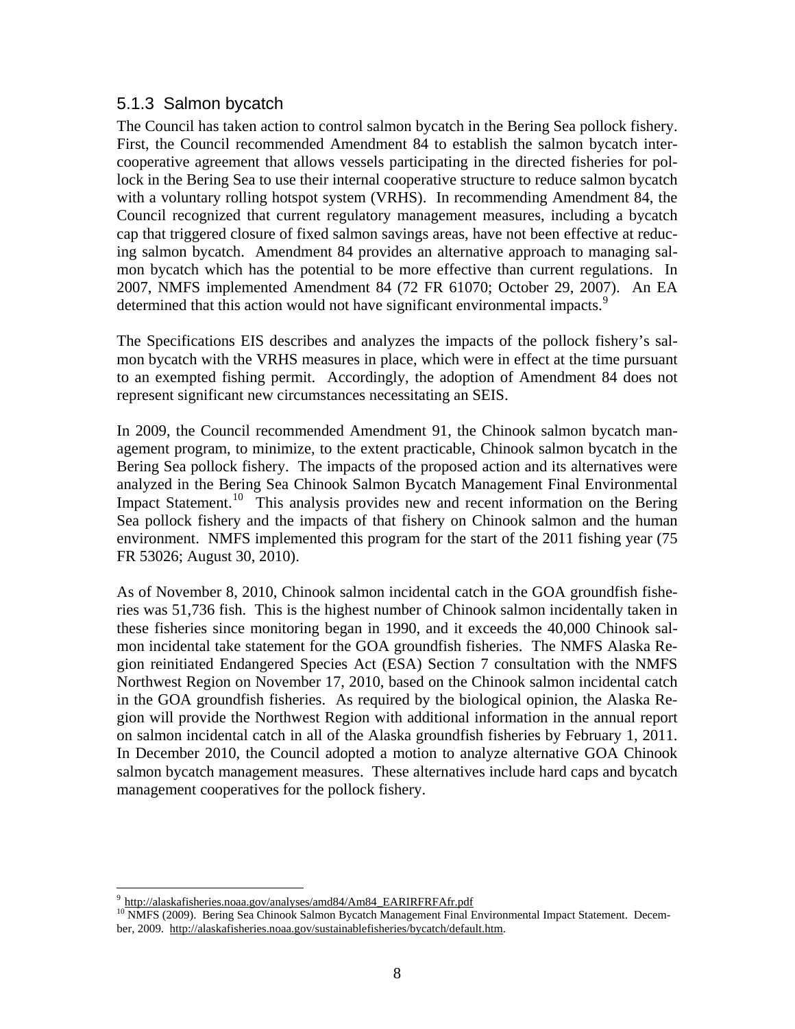### 5.1.3 Salmon bycatch

The Council has taken action to control salmon bycatch in the Bering Sea pollock fishery. First, the Council recommended Amendment 84 to establish the salmon bycatch intercooperative agreement that allows vessels participating in the directed fisheries for pollock in the Bering Sea to use their internal cooperative structure to reduce salmon bycatch with a voluntary rolling hotspot system (VRHS). In recommending Amendment 84, the Council recognized that current regulatory management measures, including a bycatch cap that triggered closure of fixed salmon savings areas, have not been effective at reducing salmon bycatch. Amendment 84 provides an alternative approach to managing salmon bycatch which has the potential to be more effective than current regulations. In 2007, NMFS implemented Amendment 84 (72 FR 61070; October 29, 2007). An EA determined that this action would not have significant environmental impacts.[9]

The Specifications EIS describes and analyzes the impacts of the pollock fishery's salmon bycatch with the VRHS measures in place, which were in effect at the time pursuant to an exempted fishing permit. Accordingly, the adoption of Amendment 84 does not represent significant new circumstances necessitating an SEIS.

In 2009, the Council recommended Amendment 91, the Chinook salmon bycatch management program, to minimize, to the extent practicable, Chinook salmon bycatch in the Bering Sea pollock fishery. The impacts of the proposed action and its alternatives were analyzed in the Bering Sea Chinook Salmon Bycatch Management Final Environmental Impact Statement.[10] This analysis provides new and recent information on the Bering Sea pollock fishery and the impacts of that fishery on Chinook salmon and the human environment. NMFS implemented this program for the start of the 2011 fishing year (75 FR 53026; August 30, 2010).

As of November 8, 2010, Chinook salmon incidental catch in the GOA groundfish fisheries was 51,736 fish. This is the highest number of Chinook salmon incidentally taken in these fisheries since monitoring began in 1990, and it exceeds the 40,000 Chinook salmon incidental take statement for the GOA groundfish fisheries. The NMFS Alaska Region reinitiated Endangered Species Act (ESA) Section 7 consultation with the NMFS Northwest Region on November 17, 2010, based on the Chinook salmon incidental catch in the GOA groundfish fisheries. As required by the biological opinion, the Alaska Region will provide the Northwest Region with additional information in the annual report on salmon incidental catch in all of the Alaska groundfish fisheries by February 1, 2011. In December 2010, the Council adopted a motion to analyze alternative GOA Chinook salmon bycatch management measures. These alternatives include hard caps and bycatch management cooperatives for the pollock fishery.

---

[9] http://alaskafisheries.noaa.gov/analyses/amd84/Am84_EARIRFRFAfr.pdf

[10] NMFS (2009). Bering Sea Chinook Salmon Bycatch Management Final Environmental Impact Statement. December, 2009. http://alaskafisheries.noaa.gov/sustainablefisheries/bycatch/default.htm.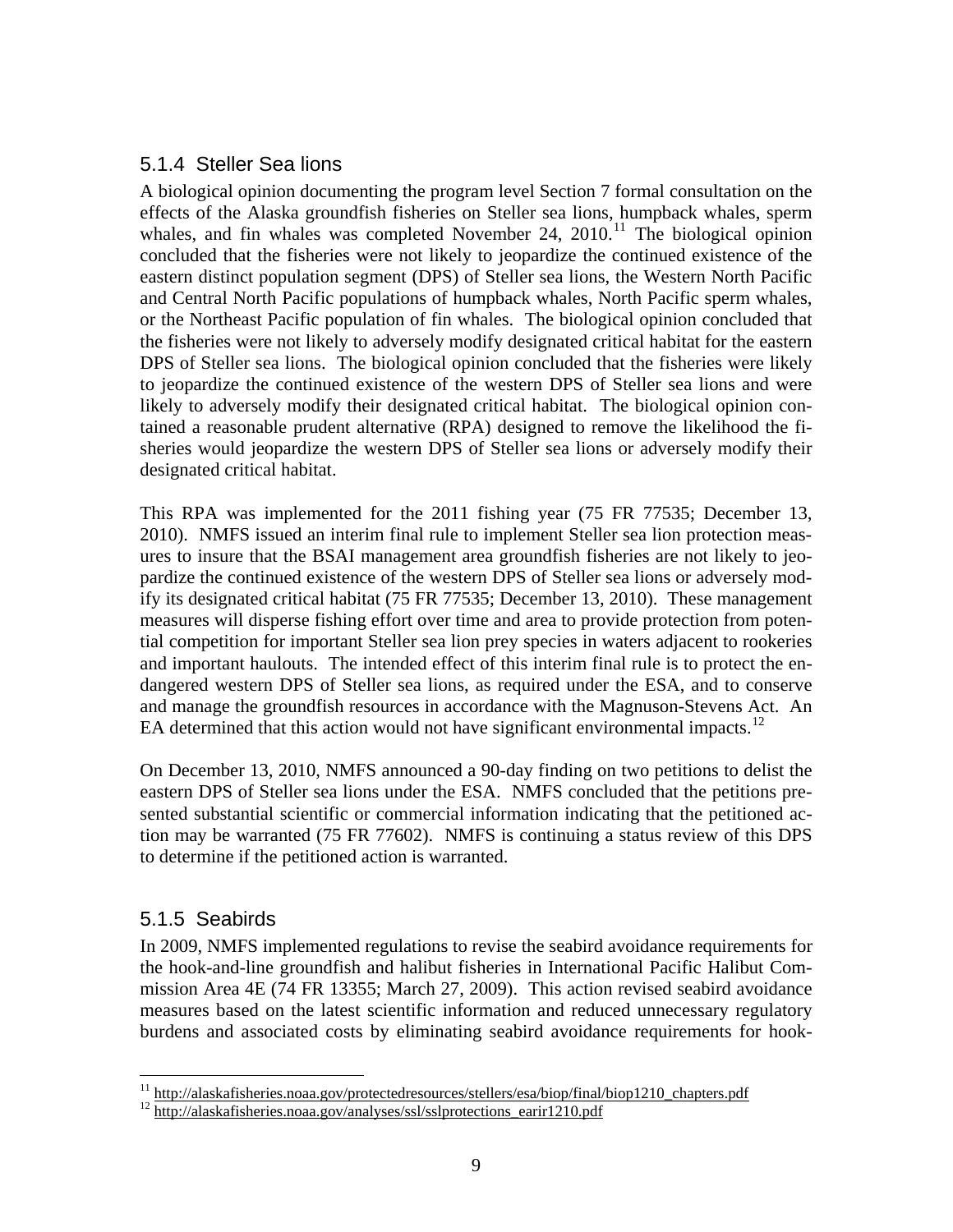### 5.1.4 Steller Sea lions

A biological opinion documenting the program level Section 7 formal consultation on the effects of the Alaska groundfish fisheries on Steller sea lions, humpback whales, sperm whales, and fin whales was completed November 24, 2010.[11] The biological opinion concluded that the fisheries were not likely to jeopardize the continued existence of the eastern distinct population segment (DPS) of Steller sea lions, the Western North Pacific and Central North Pacific populations of humpback whales, North Pacific sperm whales, or the Northeast Pacific population of fin whales. The biological opinion concluded that the fisheries were not likely to adversely modify designated critical habitat for the eastern DPS of Steller sea lions. The biological opinion concluded that the fisheries were likely to jeopardize the continued existence of the western DPS of Steller sea lions and were likely to adversely modify their designated critical habitat. The biological opinion contained a reasonable prudent alternative (RPA) designed to remove the likelihood the fisheries would jeopardize the western DPS of Steller sea lions or adversely modify their designated critical habitat.

This RPA was implemented for the 2011 fishing year (75 FR 77535; December 13, 2010). NMFS issued an interim final rule to implement Steller sea lion protection measures to insure that the BSAI management area groundfish fisheries are not likely to jeopardize the continued existence of the western DPS of Steller sea lions or adversely modify its designated critical habitat (75 FR 77535; December 13, 2010). These management measures will disperse fishing effort over time and area to provide protection from potential competition for important Steller sea lion prey species in waters adjacent to rookeries and important haulouts. The intended effect of this interim final rule is to protect the endangered western DPS of Steller sea lions, as required under the ESA, and to conserve and manage the groundfish resources in accordance with the Magnuson-Stevens Act. An EA determined that this action would not have significant environmental impacts.[12]

On December 13, 2010, NMFS announced a 90-day finding on two petitions to delist the eastern DPS of Steller sea lions under the ESA. NMFS concluded that the petitions presented substantial scientific or commercial information indicating that the petitioned action may be warranted (75 FR 77602). NMFS is continuing a status review of this DPS to determine if the petitioned action is warranted.

### 5.1.5 Seabirds

In 2009, NMFS implemented regulations to revise the seabird avoidance requirements for the hook-and-line groundfish and halibut fisheries in International Pacific Halibut Commission Area 4E (74 FR 13355; March 27, 2009). This action revised seabird avoidance measures based on the latest scientific information and reduced unnecessary regulatory burdens and associated costs by eliminating seabird avoidance requirements for hook-

---

[11] http://alaskafisheries.noaa.gov/protectedresources/stellers/esa/biop/final/biop1210_chapters.pdf

[12] http://alaskafisheries.noaa.gov/analyses/ssl/sslprotections_earir1210.pdf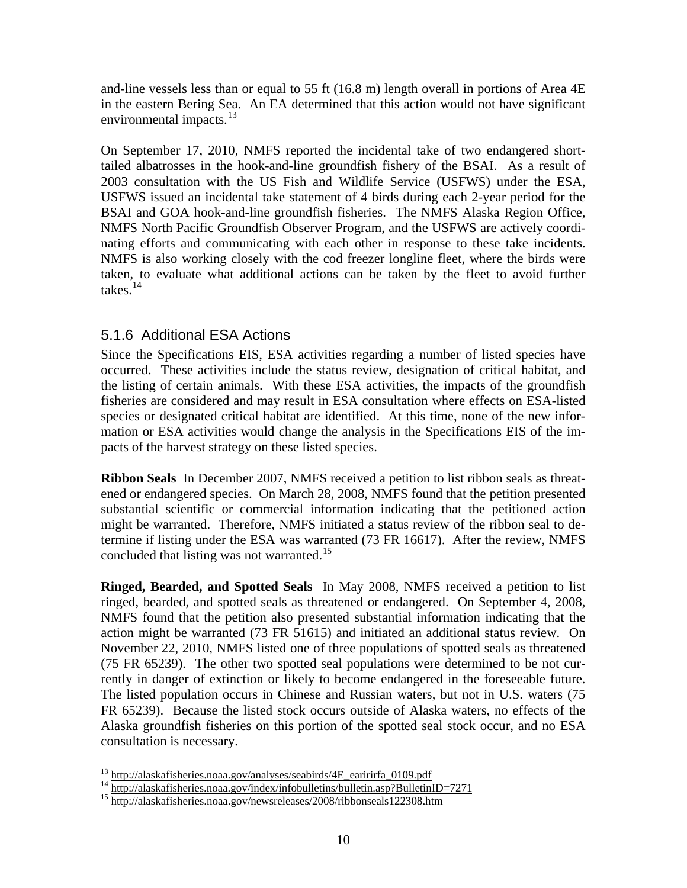and-line vessels less than or equal to 55 ft (16.8 m) length overall in portions of Area 4E in the eastern Bering Sea. An EA determined that this action would not have significant environmental impacts.[13]

On September 17, 2010, NMFS reported the incidental take of two endangered short-tailed albatrosses in the hook-and-line groundfish fishery of the BSAI. As a result of 2003 consultation with the US Fish and Wildlife Service (USFWS) under the ESA, USFWS issued an incidental take statement of 4 birds during each 2-year period for the BSAI and GOA hook-and-line groundfish fisheries. The NMFS Alaska Region Office, NMFS North Pacific Groundfish Observer Program, and the USFWS are actively coordinating efforts and communicating with each other in response to these take incidents. NMFS is also working closely with the cod freezer longline fleet, where the birds were taken, to evaluate what additional actions can be taken by the fleet to avoid further takes.[14]

### 5.1.6 Additional ESA Actions

Since the Specifications EIS, ESA activities regarding a number of listed species have occurred. These activities include the status review, designation of critical habitat, and the listing of certain animals. With these ESA activities, the impacts of the groundfish fisheries are considered and may result in ESA consultation where effects on ESA-listed species or designated critical habitat are identified. At this time, none of the new information or ESA activities would change the analysis in the Specifications EIS of the impacts of the harvest strategy on these listed species.

**Ribbon Seals** In December 2007, NMFS received a petition to list ribbon seals as threatened or endangered species. On March 28, 2008, NMFS found that the petition presented substantial scientific or commercial information indicating that the petitioned action might be warranted. Therefore, NMFS initiated a status review of the ribbon seal to determine if listing under the ESA was warranted (73 FR 16617). After the review, NMFS concluded that listing was not warranted.[15]

**Ringed, Bearded, and Spotted Seals** In May 2008, NMFS received a petition to list ringed, bearded, and spotted seals as threatened or endangered. On September 4, 2008, NMFS found that the petition also presented substantial information indicating that the action might be warranted (73 FR 51615) and initiated an additional status review. On November 22, 2010, NMFS listed one of three populations of spotted seals as threatened (75 FR 65239). The other two spotted seal populations were determined to be not currently in danger of extinction or likely to become endangered in the foreseeable future. The listed population occurs in Chinese and Russian waters, but not in U.S. waters (75 FR 65239). Because the listed stock occurs outside of Alaska waters, no effects of the Alaska groundfish fisheries on this portion of the spotted seal stock occur, and no ESA consultation is necessary.

---

[13] http://alaskafisheries.noaa.gov/analyses/seabirds/4E_earirirfa_0109.pdf

[14] http://alaskafisheries.noaa.gov/index/infobulletins/bulletin.asp?BulletinID=7271

[15] http://alaskafisheries.noaa.gov/newsreleases/2008/ribbonseals122308.htm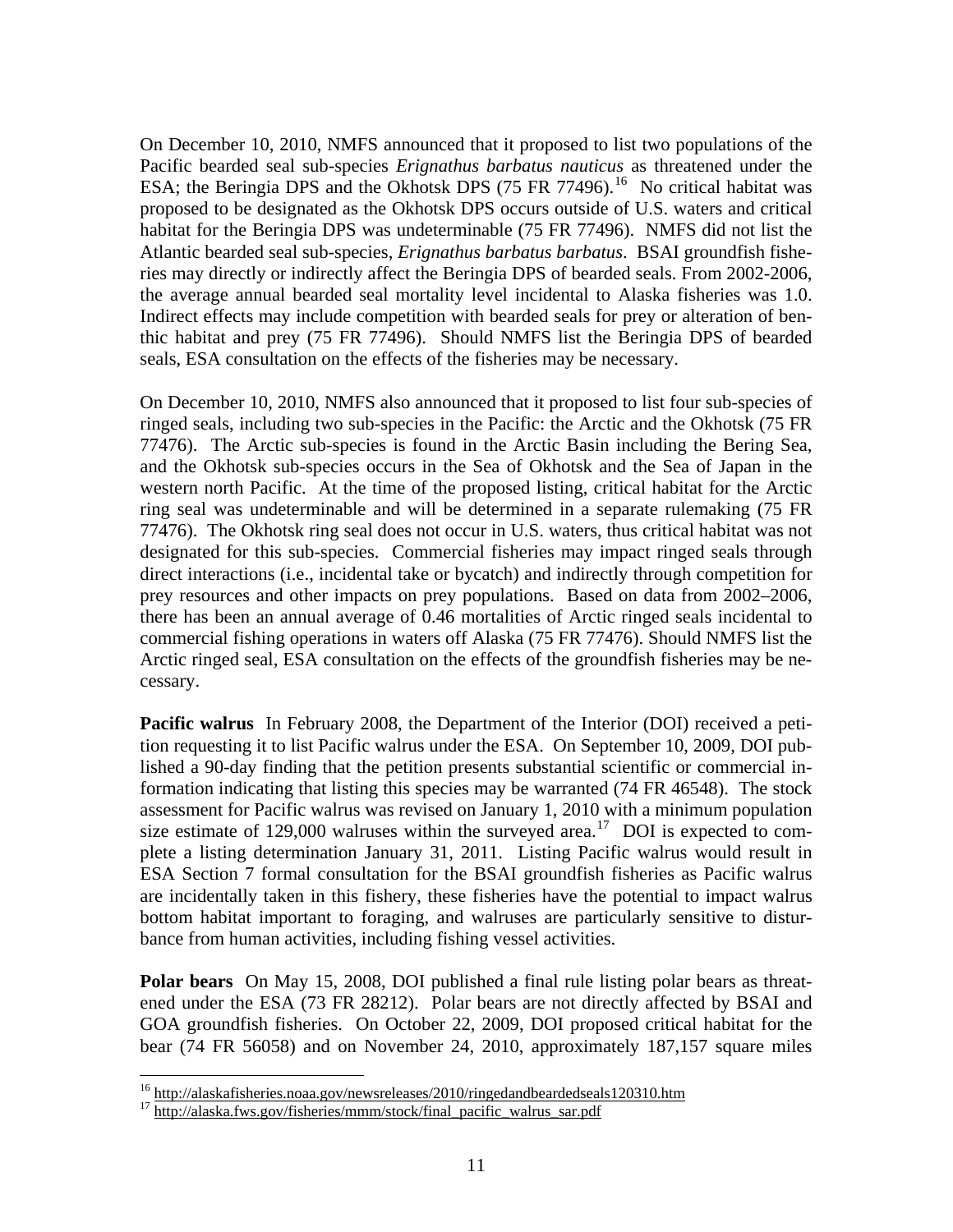On December 10, 2010, NMFS announced that it proposed to list two populations of the Pacific bearded seal sub-species *Erignathus barbatus nauticus* as threatened under the ESA; the Beringia DPS and the Okhotsk DPS (75 FR 77496).[16] No critical habitat was proposed to be designated as the Okhotsk DPS occurs outside of U.S. waters and critical habitat for the Beringia DPS was undeterminable (75 FR 77496). NMFS did not list the Atlantic bearded seal sub-species, *Erignathus barbatus barbatus*. BSAI groundfish fisheries may directly or indirectly affect the Beringia DPS of bearded seals. From 2002-2006, the average annual bearded seal mortality level incidental to Alaska fisheries was 1.0. Indirect effects may include competition with bearded seals for prey or alteration of benthic habitat and prey (75 FR 77496). Should NMFS list the Beringia DPS of bearded seals, ESA consultation on the effects of the fisheries may be necessary.

On December 10, 2010, NMFS also announced that it proposed to list four sub-species of ringed seals, including two sub-species in the Pacific: the Arctic and the Okhotsk (75 FR 77476). The Arctic sub-species is found in the Arctic Basin including the Bering Sea, and the Okhotsk sub-species occurs in the Sea of Okhotsk and the Sea of Japan in the western north Pacific. At the time of the proposed listing, critical habitat for the Arctic ring seal was undeterminable and will be determined in a separate rulemaking (75 FR 77476). The Okhotsk ring seal does not occur in U.S. waters, thus critical habitat was not designated for this sub-species. Commercial fisheries may impact ringed seals through direct interactions (i.e., incidental take or bycatch) and indirectly through competition for prey resources and other impacts on prey populations. Based on data from 2002–2006, there has been an annual average of 0.46 mortalities of Arctic ringed seals incidental to commercial fishing operations in waters off Alaska (75 FR 77476). Should NMFS list the Arctic ringed seal, ESA consultation on the effects of the groundfish fisheries may be necessary.

**Pacific walrus** In February 2008, the Department of the Interior (DOI) received a petition requesting it to list Pacific walrus under the ESA. On September 10, 2009, DOI published a 90-day finding that the petition presents substantial scientific or commercial information indicating that listing this species may be warranted (74 FR 46548). The stock assessment for Pacific walrus was revised on January 1, 2010 with a minimum population size estimate of 129,000 walruses within the surveyed area.[17] DOI is expected to complete a listing determination January 31, 2011. Listing Pacific walrus would result in ESA Section 7 formal consultation for the BSAI groundfish fisheries as Pacific walrus are incidentally taken in this fishery, these fisheries have the potential to impact walrus bottom habitat important to foraging, and walruses are particularly sensitive to disturbance from human activities, including fishing vessel activities.

**Polar bears** On May 15, 2008, DOI published a final rule listing polar bears as threatened under the ESA (73 FR 28212). Polar bears are not directly affected by BSAI and GOA groundfish fisheries. On October 22, 2009, DOI proposed critical habitat for the bear (74 FR 56058) and on November 24, 2010, approximately 187,157 square miles

[16] http://alaskafisheries.noaa.gov/newsreleases/2010/ringedandbeardedseals120310.htm

[17] http://alaska.fws.gov/fisheries/mmm/stock/final_pacific_walrus_sar.pdf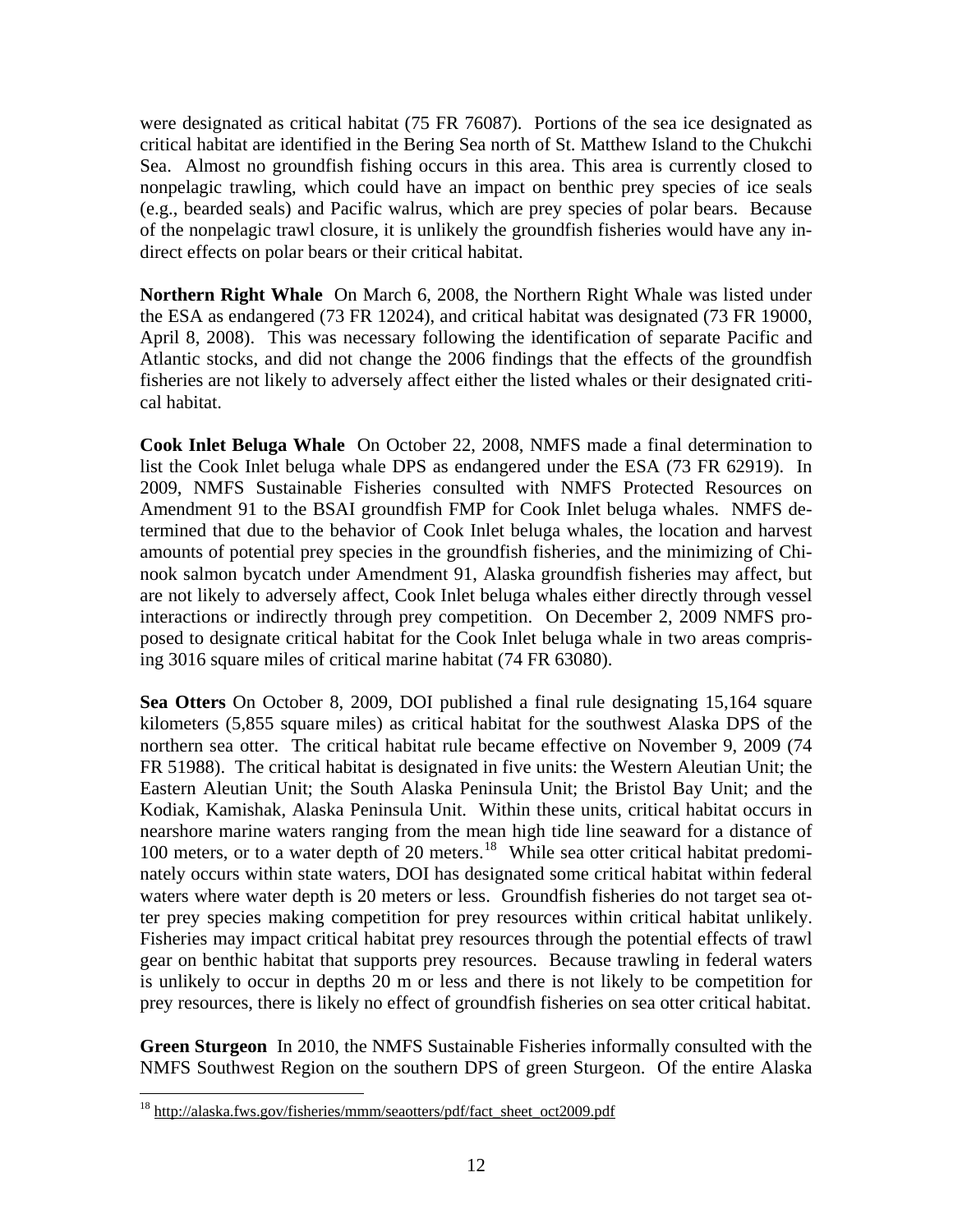were designated as critical habitat (75 FR 76087). Portions of the sea ice designated as critical habitat are identified in the Bering Sea north of St. Matthew Island to the Chukchi Sea. Almost no groundfish fishing occurs in this area. This area is currently closed to nonpelagic trawling, which could have an impact on benthic prey species of ice seals (e.g., bearded seals) and Pacific walrus, which are prey species of polar bears. Because of the nonpelagic trawl closure, it is unlikely the groundfish fisheries would have any indirect effects on polar bears or their critical habitat.

**Northern Right Whale** On March 6, 2008, the Northern Right Whale was listed under the ESA as endangered (73 FR 12024), and critical habitat was designated (73 FR 19000, April 8, 2008). This was necessary following the identification of separate Pacific and Atlantic stocks, and did not change the 2006 findings that the effects of the groundfish fisheries are not likely to adversely affect either the listed whales or their designated critical habitat.

**Cook Inlet Beluga Whale** On October 22, 2008, NMFS made a final determination to list the Cook Inlet beluga whale DPS as endangered under the ESA (73 FR 62919). In 2009, NMFS Sustainable Fisheries consulted with NMFS Protected Resources on Amendment 91 to the BSAI groundfish FMP for Cook Inlet beluga whales. NMFS determined that due to the behavior of Cook Inlet beluga whales, the location and harvest amounts of potential prey species in the groundfish fisheries, and the minimizing of Chinook salmon bycatch under Amendment 91, Alaska groundfish fisheries may affect, but are not likely to adversely affect, Cook Inlet beluga whales either directly through vessel interactions or indirectly through prey competition. On December 2, 2009 NMFS proposed to designate critical habitat for the Cook Inlet beluga whale in two areas comprising 3016 square miles of critical marine habitat (74 FR 63080).

**Sea Otters** On October 8, 2009, DOI published a final rule designating 15,164 square kilometers (5,855 square miles) as critical habitat for the southwest Alaska DPS of the northern sea otter. The critical habitat rule became effective on November 9, 2009 (74 FR 51988). The critical habitat is designated in five units: the Western Aleutian Unit; the Eastern Aleutian Unit; the South Alaska Peninsula Unit; the Bristol Bay Unit; and the Kodiak, Kamishak, Alaska Peninsula Unit. Within these units, critical habitat occurs in nearshore marine waters ranging from the mean high tide line seaward for a distance of 100 meters, or to a water depth of 20 meters.[18] While sea otter critical habitat predominately occurs within state waters, DOI has designated some critical habitat within federal waters where water depth is 20 meters or less. Groundfish fisheries do not target sea otter prey species making competition for prey resources within critical habitat unlikely. Fisheries may impact critical habitat prey resources through the potential effects of trawl gear on benthic habitat that supports prey resources. Because trawling in federal waters is unlikely to occur in depths 20 m or less and there is not likely to be competition for prey resources, there is likely no effect of groundfish fisheries on sea otter critical habitat.

**Green Sturgeon** In 2010, the NMFS Sustainable Fisheries informally consulted with the NMFS Southwest Region on the southern DPS of green Sturgeon. Of the entire Alaska

[18] http://alaska.fws.gov/fisheries/mmm/seaotters/pdf/fact_sheet_oct2009.pdf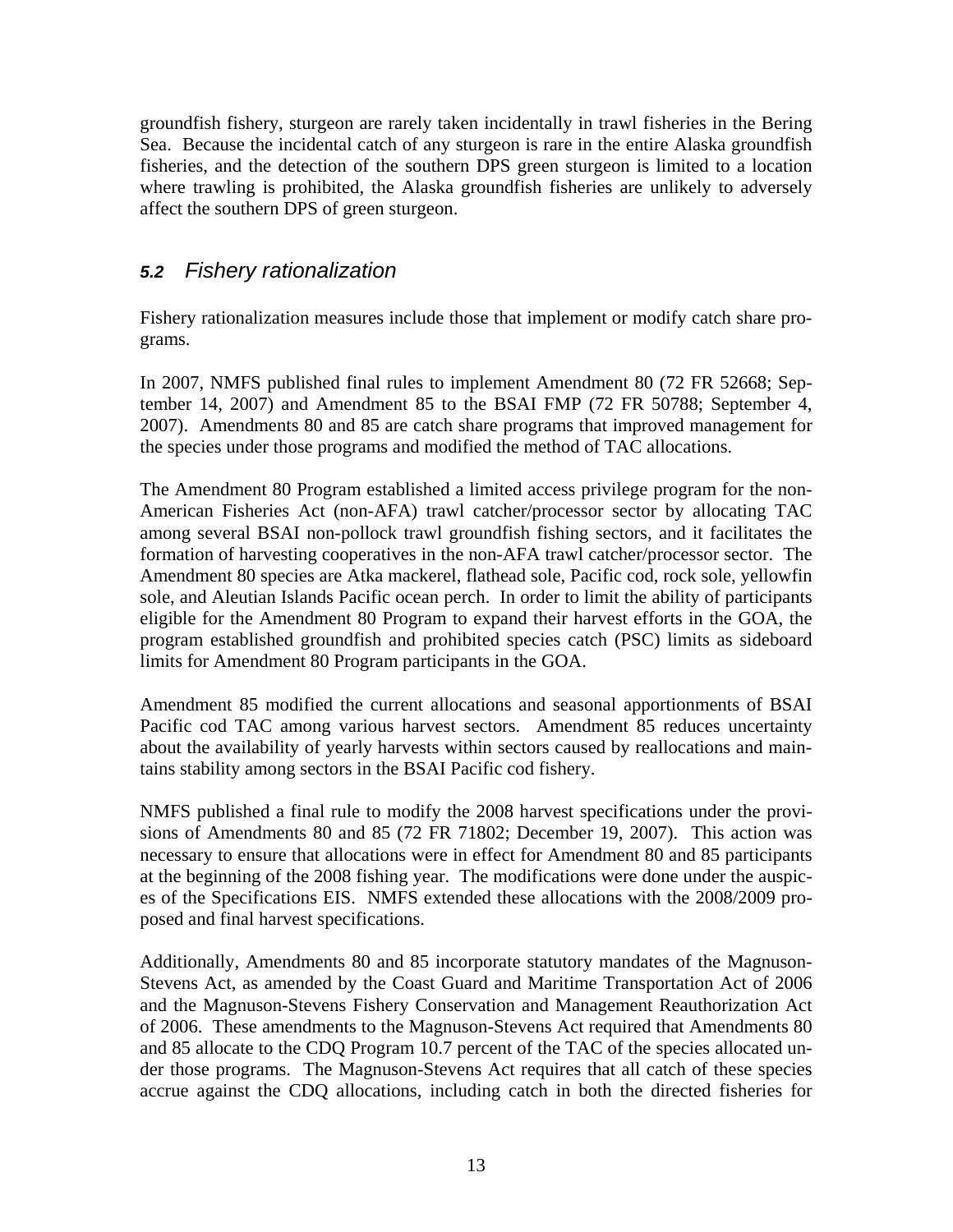groundfish fishery, sturgeon are rarely taken incidentally in trawl fisheries in the Bering Sea. Because the incidental catch of any sturgeon is rare in the entire Alaska groundfish fisheries, and the detection of the southern DPS green sturgeon is limited to a location where trawling is prohibited, the Alaska groundfish fisheries are unlikely to adversely affect the southern DPS of green sturgeon.

## *5.2 Fishery rationalization*

Fishery rationalization measures include those that implement or modify catch share programs.

In 2007, NMFS published final rules to implement Amendment 80 (72 FR 52668; September 14, 2007) and Amendment 85 to the BSAI FMP (72 FR 50788; September 4, 2007). Amendments 80 and 85 are catch share programs that improved management for the species under those programs and modified the method of TAC allocations.

The Amendment 80 Program established a limited access privilege program for the non-American Fisheries Act (non-AFA) trawl catcher/processor sector by allocating TAC among several BSAI non-pollock trawl groundfish fishing sectors, and it facilitates the formation of harvesting cooperatives in the non-AFA trawl catcher/processor sector. The Amendment 80 species are Atka mackerel, flathead sole, Pacific cod, rock sole, yellowfin sole, and Aleutian Islands Pacific ocean perch. In order to limit the ability of participants eligible for the Amendment 80 Program to expand their harvest efforts in the GOA, the program established groundfish and prohibited species catch (PSC) limits as sideboard limits for Amendment 80 Program participants in the GOA.

Amendment 85 modified the current allocations and seasonal apportionments of BSAI Pacific cod TAC among various harvest sectors. Amendment 85 reduces uncertainty about the availability of yearly harvests within sectors caused by reallocations and maintains stability among sectors in the BSAI Pacific cod fishery.

NMFS published a final rule to modify the 2008 harvest specifications under the provisions of Amendments 80 and 85 (72 FR 71802; December 19, 2007). This action was necessary to ensure that allocations were in effect for Amendment 80 and 85 participants at the beginning of the 2008 fishing year. The modifications were done under the auspices of the Specifications EIS. NMFS extended these allocations with the 2008/2009 proposed and final harvest specifications.

Additionally, Amendments 80 and 85 incorporate statutory mandates of the Magnuson-Stevens Act, as amended by the Coast Guard and Maritime Transportation Act of 2006 and the Magnuson-Stevens Fishery Conservation and Management Reauthorization Act of 2006. These amendments to the Magnuson-Stevens Act required that Amendments 80 and 85 allocate to the CDQ Program 10.7 percent of the TAC of the species allocated under those programs. The Magnuson-Stevens Act requires that all catch of these species accrue against the CDQ allocations, including catch in both the directed fisheries for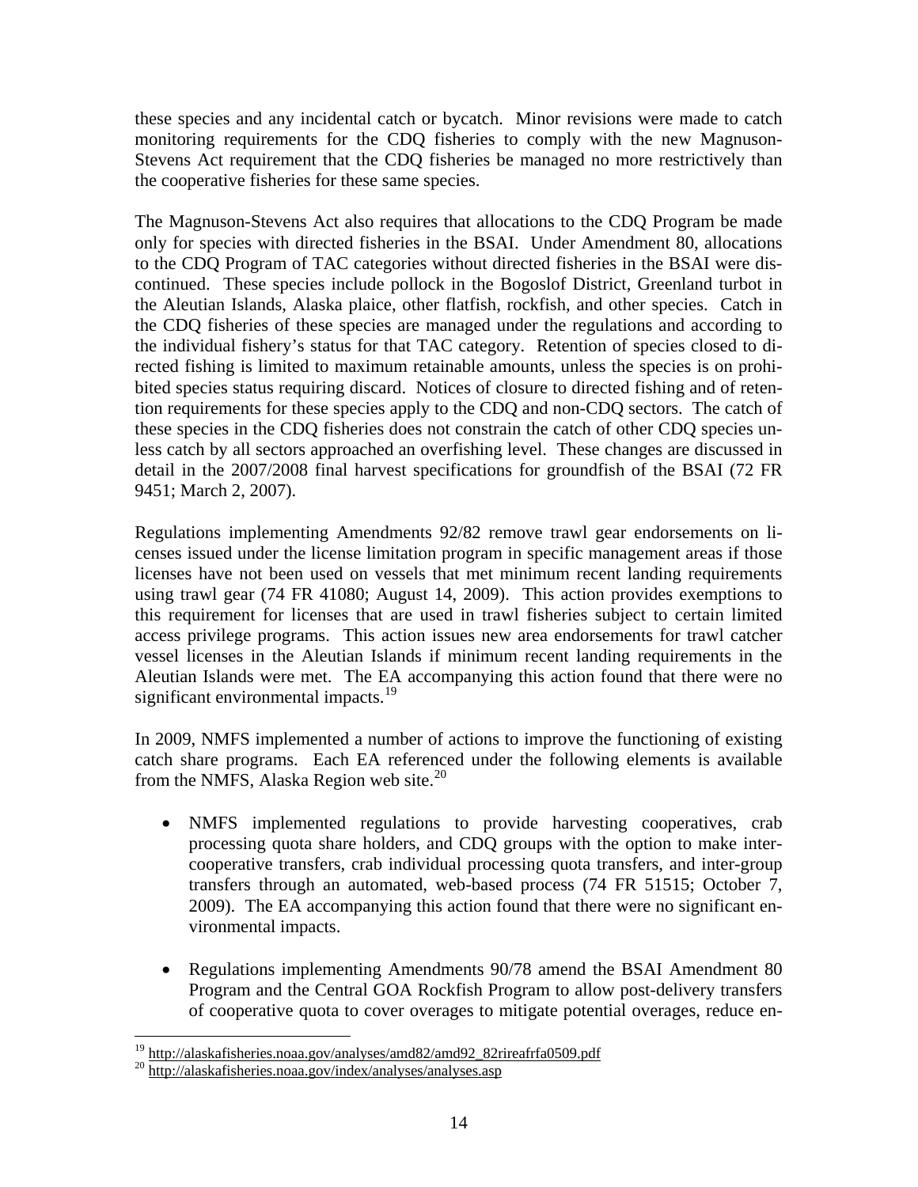these species and any incidental catch or bycatch. Minor revisions were made to catch monitoring requirements for the CDQ fisheries to comply with the new Magnuson-Stevens Act requirement that the CDQ fisheries be managed no more restrictively than the cooperative fisheries for these same species.

The Magnuson-Stevens Act also requires that allocations to the CDQ Program be made only for species with directed fisheries in the BSAI. Under Amendment 80, allocations to the CDQ Program of TAC categories without directed fisheries in the BSAI were discontinued. These species include pollock in the Bogoslof District, Greenland turbot in the Aleutian Islands, Alaska plaice, other flatfish, rockfish, and other species. Catch in the CDQ fisheries of these species are managed under the regulations and according to the individual fishery's status for that TAC category. Retention of species closed to directed fishing is limited to maximum retainable amounts, unless the species is on prohibited species status requiring discard. Notices of closure to directed fishing and of retention requirements for these species apply to the CDQ and non-CDQ sectors. The catch of these species in the CDQ fisheries does not constrain the catch of other CDQ species unless catch by all sectors approached an overfishing level. These changes are discussed in detail in the 2007/2008 final harvest specifications for groundfish of the BSAI (72 FR 9451; March 2, 2007).

Regulations implementing Amendments 92/82 remove trawl gear endorsements on licenses issued under the license limitation program in specific management areas if those licenses have not been used on vessels that met minimum recent landing requirements using trawl gear (74 FR 41080; August 14, 2009). This action provides exemptions to this requirement for licenses that are used in trawl fisheries subject to certain limited access privilege programs. This action issues new area endorsements for trawl catcher vessel licenses in the Aleutian Islands if minimum recent landing requirements in the Aleutian Islands were met. The EA accompanying this action found that there were no significant environmental impacts.[19]

In 2009, NMFS implemented a number of actions to improve the functioning of existing catch share programs. Each EA referenced under the following elements is available from the NMFS, Alaska Region web site.[20]

- NMFS implemented regulations to provide harvesting cooperatives, crab processing quota share holders, and CDQ groups with the option to make inter-cooperative transfers, crab individual processing quota transfers, and inter-group transfers through an automated, web-based process (74 FR 51515; October 7, 2009). The EA accompanying this action found that there were no significant environmental impacts.

- Regulations implementing Amendments 90/78 amend the BSAI Amendment 80 Program and the Central GOA Rockfish Program to allow post-delivery transfers of cooperative quota to cover overages to mitigate potential overages, reduce en-

[19] http://alaskafisheries.noaa.gov/analyses/amd82/amd92_82rireafrfa0509.pdf
[20] http://alaskafisheries.noaa.gov/index/analyses/analyses.asp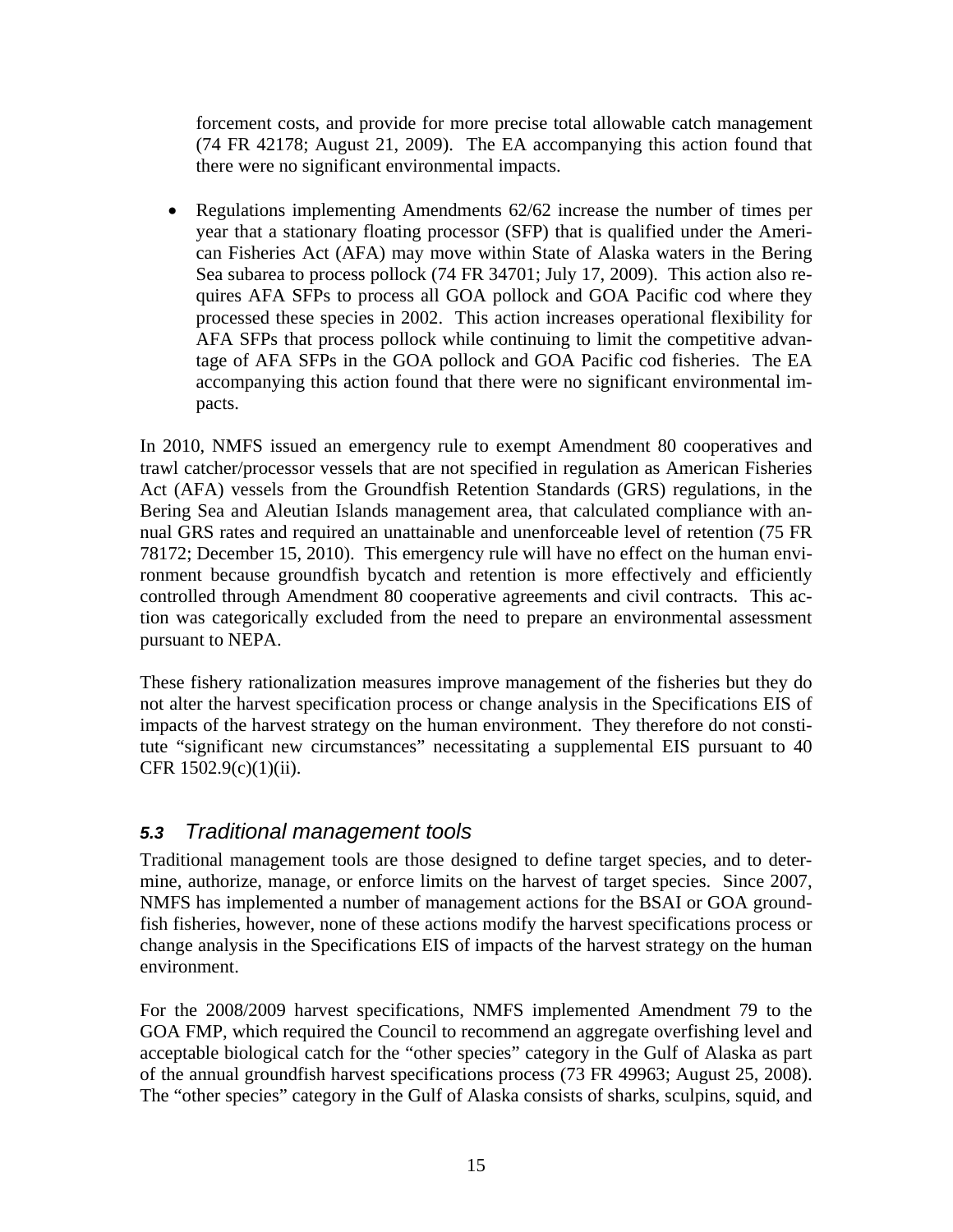forcement costs, and provide for more precise total allowable catch management (74 FR 42178; August 21, 2009). The EA accompanying this action found that there were no significant environmental impacts.

- Regulations implementing Amendments 62/62 increase the number of times per year that a stationary floating processor (SFP) that is qualified under the American Fisheries Act (AFA) may move within State of Alaska waters in the Bering Sea subarea to process pollock (74 FR 34701; July 17, 2009). This action also requires AFA SFPs to process all GOA pollock and GOA Pacific cod where they processed these species in 2002. This action increases operational flexibility for AFA SFPs that process pollock while continuing to limit the competitive advantage of AFA SFPs in the GOA pollock and GOA Pacific cod fisheries. The EA accompanying this action found that there were no significant environmental impacts.

In 2010, NMFS issued an emergency rule to exempt Amendment 80 cooperatives and trawl catcher/processor vessels that are not specified in regulation as American Fisheries Act (AFA) vessels from the Groundfish Retention Standards (GRS) regulations, in the Bering Sea and Aleutian Islands management area, that calculated compliance with annual GRS rates and required an unattainable and unenforceable level of retention (75 FR 78172; December 15, 2010). This emergency rule will have no effect on the human environment because groundfish bycatch and retention is more effectively and efficiently controlled through Amendment 80 cooperative agreements and civil contracts. This action was categorically excluded from the need to prepare an environmental assessment pursuant to NEPA.

These fishery rationalization measures improve management of the fisheries but they do not alter the harvest specification process or change analysis in the Specifications EIS of impacts of the harvest strategy on the human environment. They therefore do not constitute "significant new circumstances" necessitating a supplemental EIS pursuant to 40 CFR 1502.9(c)(1)(ii).

## 5.3 Traditional management tools

Traditional management tools are those designed to define target species, and to determine, authorize, manage, or enforce limits on the harvest of target species. Since 2007, NMFS has implemented a number of management actions for the BSAI or GOA groundfish fisheries, however, none of these actions modify the harvest specifications process or change analysis in the Specifications EIS of impacts of the harvest strategy on the human environment.

For the 2008/2009 harvest specifications, NMFS implemented Amendment 79 to the GOA FMP, which required the Council to recommend an aggregate overfishing level and acceptable biological catch for the "other species" category in the Gulf of Alaska as part of the annual groundfish harvest specifications process (73 FR 49963; August 25, 2008). The "other species" category in the Gulf of Alaska consists of sharks, sculpins, squid, and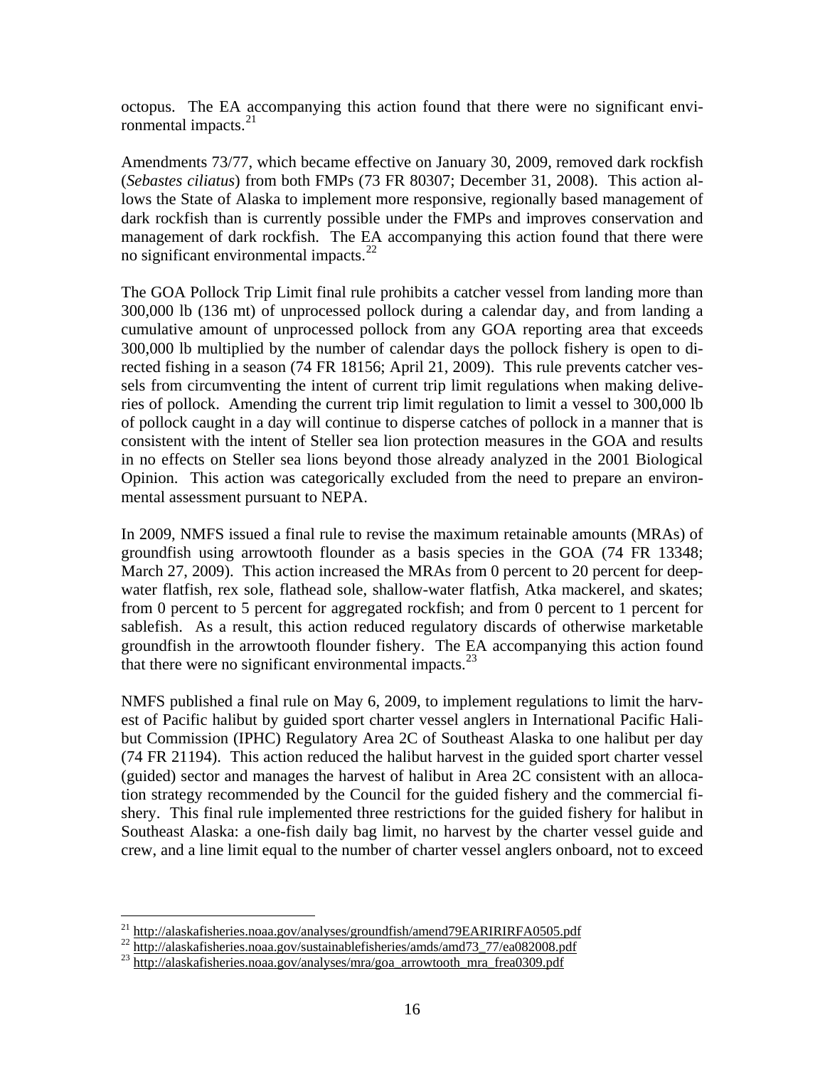octopus. The EA accompanying this action found that there were no significant environmental impacts.[21]

Amendments 73/77, which became effective on January 30, 2009, removed dark rockfish (*Sebastes ciliatus*) from both FMPs (73 FR 80307; December 31, 2008). This action allows the State of Alaska to implement more responsive, regionally based management of dark rockfish than is currently possible under the FMPs and improves conservation and management of dark rockfish. The EA accompanying this action found that there were no significant environmental impacts.[22]

The GOA Pollock Trip Limit final rule prohibits a catcher vessel from landing more than 300,000 lb (136 mt) of unprocessed pollock during a calendar day, and from landing a cumulative amount of unprocessed pollock from any GOA reporting area that exceeds 300,000 lb multiplied by the number of calendar days the pollock fishery is open to directed fishing in a season (74 FR 18156; April 21, 2009). This rule prevents catcher vessels from circumventing the intent of current trip limit regulations when making deliveries of pollock. Amending the current trip limit regulation to limit a vessel to 300,000 lb of pollock caught in a day will continue to disperse catches of pollock in a manner that is consistent with the intent of Steller sea lion protection measures in the GOA and results in no effects on Steller sea lions beyond those already analyzed in the 2001 Biological Opinion. This action was categorically excluded from the need to prepare an environmental assessment pursuant to NEPA.

In 2009, NMFS issued a final rule to revise the maximum retainable amounts (MRAs) of groundfish using arrowtooth flounder as a basis species in the GOA (74 FR 13348; March 27, 2009). This action increased the MRAs from 0 percent to 20 percent for deep-water flatfish, rex sole, flathead sole, shallow-water flatfish, Atka mackerel, and skates; from 0 percent to 5 percent for aggregated rockfish; and from 0 percent to 1 percent for sablefish. As a result, this action reduced regulatory discards of otherwise marketable groundfish in the arrowtooth flounder fishery. The EA accompanying this action found that there were no significant environmental impacts.[23]

NMFS published a final rule on May 6, 2009, to implement regulations to limit the harvest of Pacific halibut by guided sport charter vessel anglers in International Pacific Halibut Commission (IPHC) Regulatory Area 2C of Southeast Alaska to one halibut per day (74 FR 21194). This action reduced the halibut harvest in the guided sport charter vessel (guided) sector and manages the harvest of halibut in Area 2C consistent with an allocation strategy recommended by the Council for the guided fishery and the commercial fishery. This final rule implemented three restrictions for the guided fishery for halibut in Southeast Alaska: a one-fish daily bag limit, no harvest by the charter vessel guide and crew, and a line limit equal to the number of charter vessel anglers onboard, not to exceed

---

[21] http://alaskafisheries.noaa.gov/analyses/groundfish/amend79EARIRIRFA0505.pdf

[22] http://alaskafisheries.noaa.gov/sustainablefisheries/amds/amd73_77/ea082008.pdf

[23] http://alaskafisheries.noaa.gov/analyses/mra/goa_arrowtooth_mra_frea0309.pdf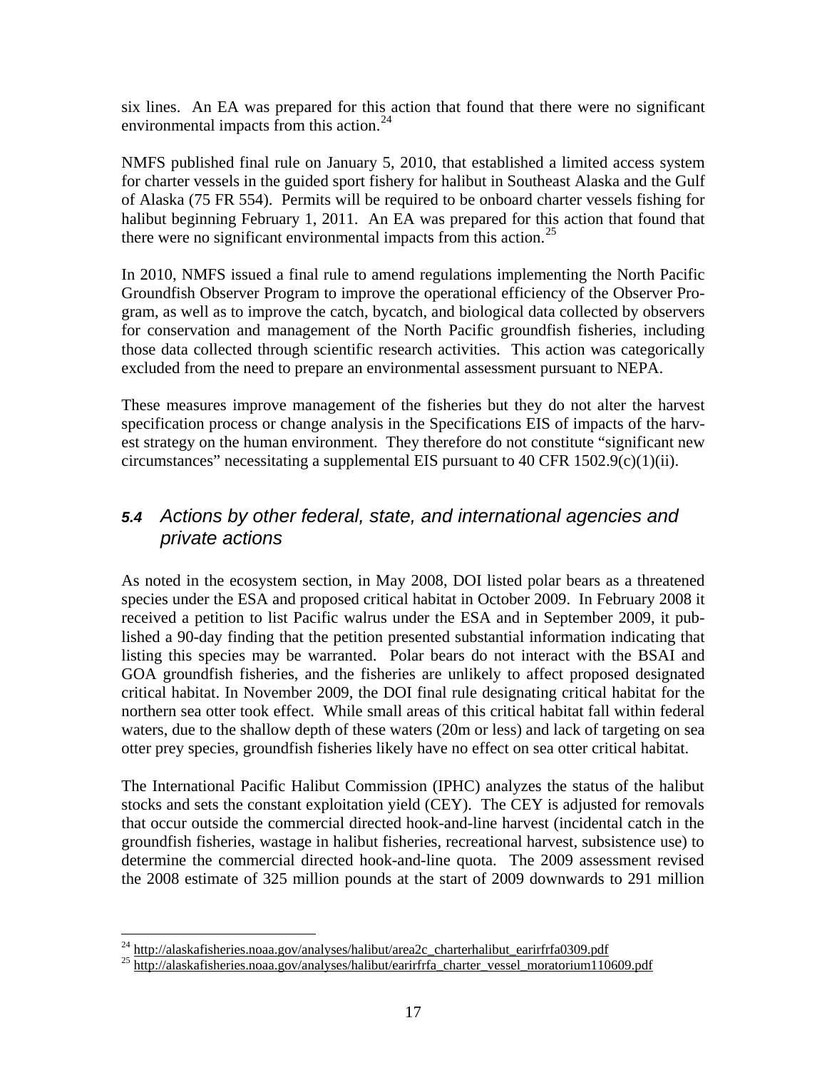six lines. An EA was prepared for this action that found that there were no significant environmental impacts from this action.[24]

NMFS published final rule on January 5, 2010, that established a limited access system for charter vessels in the guided sport fishery for halibut in Southeast Alaska and the Gulf of Alaska (75 FR 554). Permits will be required to be onboard charter vessels fishing for halibut beginning February 1, 2011. An EA was prepared for this action that found that there were no significant environmental impacts from this action.[25]

In 2010, NMFS issued a final rule to amend regulations implementing the North Pacific Groundfish Observer Program to improve the operational efficiency of the Observer Program, as well as to improve the catch, bycatch, and biological data collected by observers for conservation and management of the North Pacific groundfish fisheries, including those data collected through scientific research activities. This action was categorically excluded from the need to prepare an environmental assessment pursuant to NEPA.

These measures improve management of the fisheries but they do not alter the harvest specification process or change analysis in the Specifications EIS of impacts of the harvest strategy on the human environment. They therefore do not constitute "significant new circumstances" necessitating a supplemental EIS pursuant to 40 CFR 1502.9(c)(1)(ii).

## *5.4 Actions by other federal, state, and international agencies and private actions*

As noted in the ecosystem section, in May 2008, DOI listed polar bears as a threatened species under the ESA and proposed critical habitat in October 2009. In February 2008 it received a petition to list Pacific walrus under the ESA and in September 2009, it published a 90-day finding that the petition presented substantial information indicating that listing this species may be warranted. Polar bears do not interact with the BSAI and GOA groundfish fisheries, and the fisheries are unlikely to affect proposed designated critical habitat. In November 2009, the DOI final rule designating critical habitat for the northern sea otter took effect. While small areas of this critical habitat fall within federal waters, due to the shallow depth of these waters (20m or less) and lack of targeting on sea otter prey species, groundfish fisheries likely have no effect on sea otter critical habitat.

The International Pacific Halibut Commission (IPHC) analyzes the status of the halibut stocks and sets the constant exploitation yield (CEY). The CEY is adjusted for removals that occur outside the commercial directed hook-and-line harvest (incidental catch in the groundfish fisheries, wastage in halibut fisheries, recreational harvest, subsistence use) to determine the commercial directed hook-and-line quota. The 2009 assessment revised the 2008 estimate of 325 million pounds at the start of 2009 downwards to 291 million

[24] http://alaskafisheries.noaa.gov/analyses/halibut/area2c_charterhalibut_earirfrfa0309.pdf

[25] http://alaskafisheries.noaa.gov/analyses/halibut/earirfrfa_charter_vessel_moratorium110609.pdf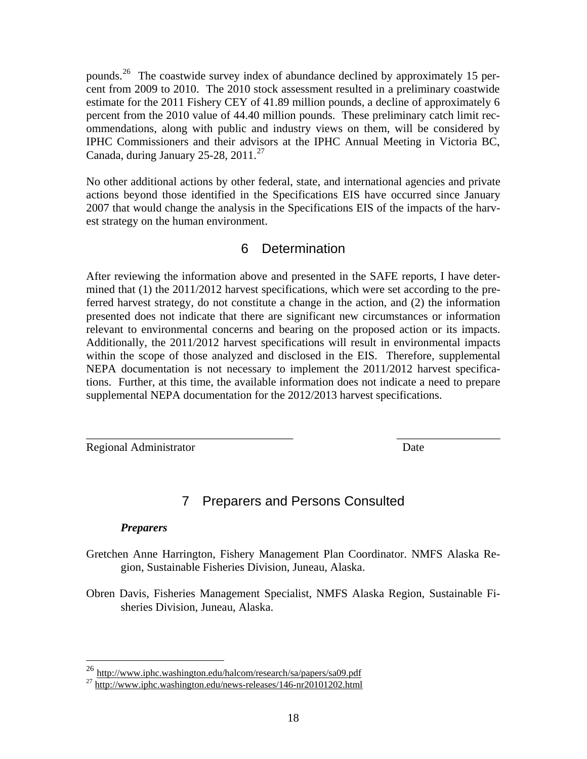pounds.[26] The coastwide survey index of abundance declined by approximately 15 percent from 2009 to 2010. The 2010 stock assessment resulted in a preliminary coastwide estimate for the 2011 Fishery CEY of 41.89 million pounds, a decline of approximately 6 percent from the 2010 value of 44.40 million pounds. These preliminary catch limit recommendations, along with public and industry views on them, will be considered by IPHC Commissioners and their advisors at the IPHC Annual Meeting in Victoria BC, Canada, during January 25-28, 2011.[27]

No other additional actions by other federal, state, and international agencies and private actions beyond those identified in the Specifications EIS have occurred since January 2007 that would change the analysis in the Specifications EIS of the impacts of the harvest strategy on the human environment.

# 6 Determination

After reviewing the information above and presented in the SAFE reports, I have determined that (1) the 2011/2012 harvest specifications, which were set according to the preferred harvest strategy, do not constitute a change in the action, and (2) the information presented does not indicate that there are significant new circumstances or information relevant to environmental concerns and bearing on the proposed action or its impacts. Additionally, the 2011/2012 harvest specifications will result in environmental impacts within the scope of those analyzed and disclosed in the EIS. Therefore, supplemental NEPA documentation is not necessary to implement the 2011/2012 harvest specifications. Further, at this time, the available information does not indicate a need to prepare supplemental NEPA documentation for the 2012/2013 harvest specifications.

_____________________________________ __________________

Regional Administrator Date

# 7 Preparers and Persons Consulted

***Preparers***

Gretchen Anne Harrington, Fishery Management Plan Coordinator. NMFS Alaska Region, Sustainable Fisheries Division, Juneau, Alaska.

Obren Davis, Fisheries Management Specialist, NMFS Alaska Region, Sustainable Fisheries Division, Juneau, Alaska.

---

[26] http://www.iphc.washington.edu/halcom/research/sa/papers/sa09.pdf

[27] http://www.iphc.washington.edu/news-releases/146-nr20101202.html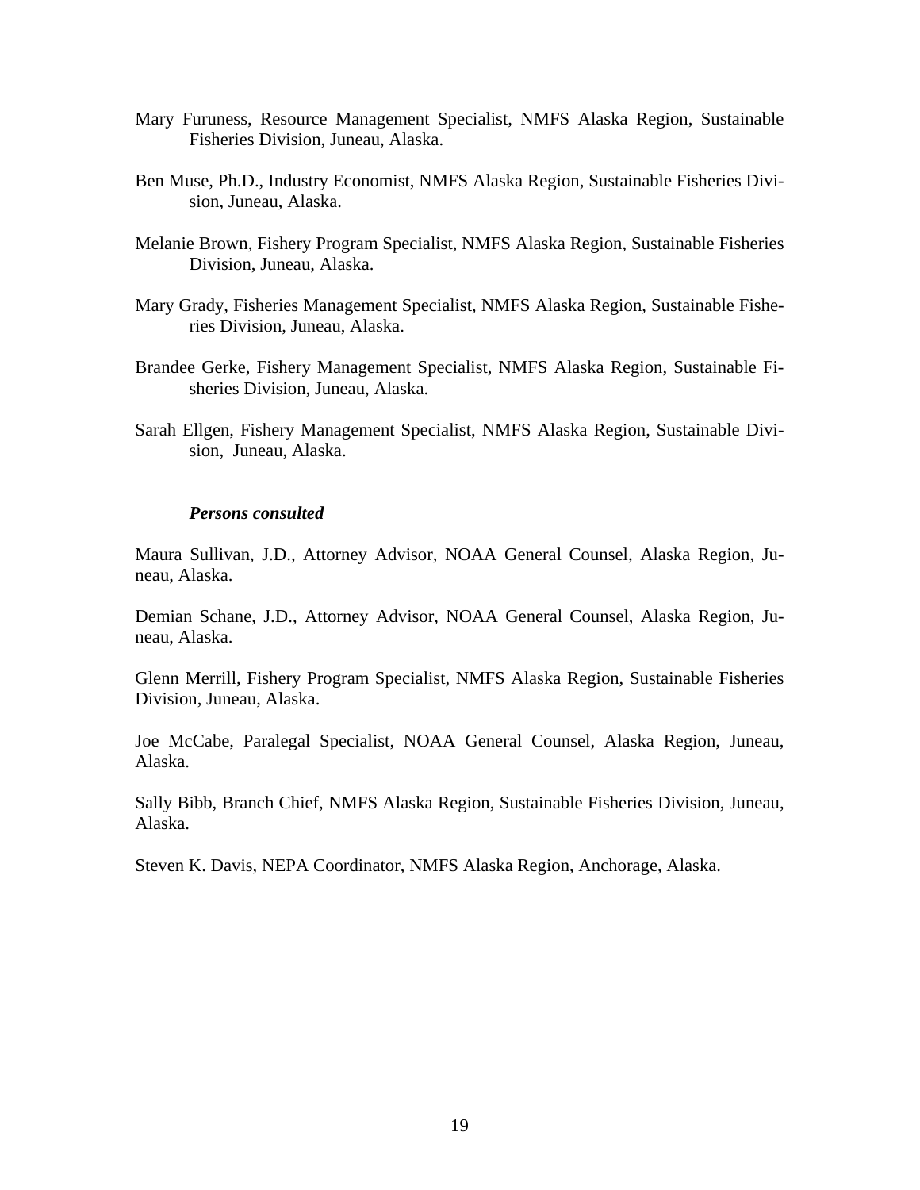Mary Furuness, Resource Management Specialist, NMFS Alaska Region, Sustainable Fisheries Division, Juneau, Alaska.

Ben Muse, Ph.D., Industry Economist, NMFS Alaska Region, Sustainable Fisheries Division, Juneau, Alaska.

Melanie Brown, Fishery Program Specialist, NMFS Alaska Region, Sustainable Fisheries Division, Juneau, Alaska.

Mary Grady, Fisheries Management Specialist, NMFS Alaska Region, Sustainable Fisheries Division, Juneau, Alaska.

Brandee Gerke, Fishery Management Specialist, NMFS Alaska Region, Sustainable Fisheries Division, Juneau, Alaska.

Sarah Ellgen, Fishery Management Specialist, NMFS Alaska Region, Sustainable Division, Juneau, Alaska.

***Persons consulted***

Maura Sullivan, J.D., Attorney Advisor, NOAA General Counsel, Alaska Region, Juneau, Alaska.

Demian Schane, J.D., Attorney Advisor, NOAA General Counsel, Alaska Region, Juneau, Alaska.

Glenn Merrill, Fishery Program Specialist, NMFS Alaska Region, Sustainable Fisheries Division, Juneau, Alaska.

Joe McCabe, Paralegal Specialist, NOAA General Counsel, Alaska Region, Juneau, Alaska.

Sally Bibb, Branch Chief, NMFS Alaska Region, Sustainable Fisheries Division, Juneau, Alaska.

Steven K. Davis, NEPA Coordinator, NMFS Alaska Region, Anchorage, Alaska.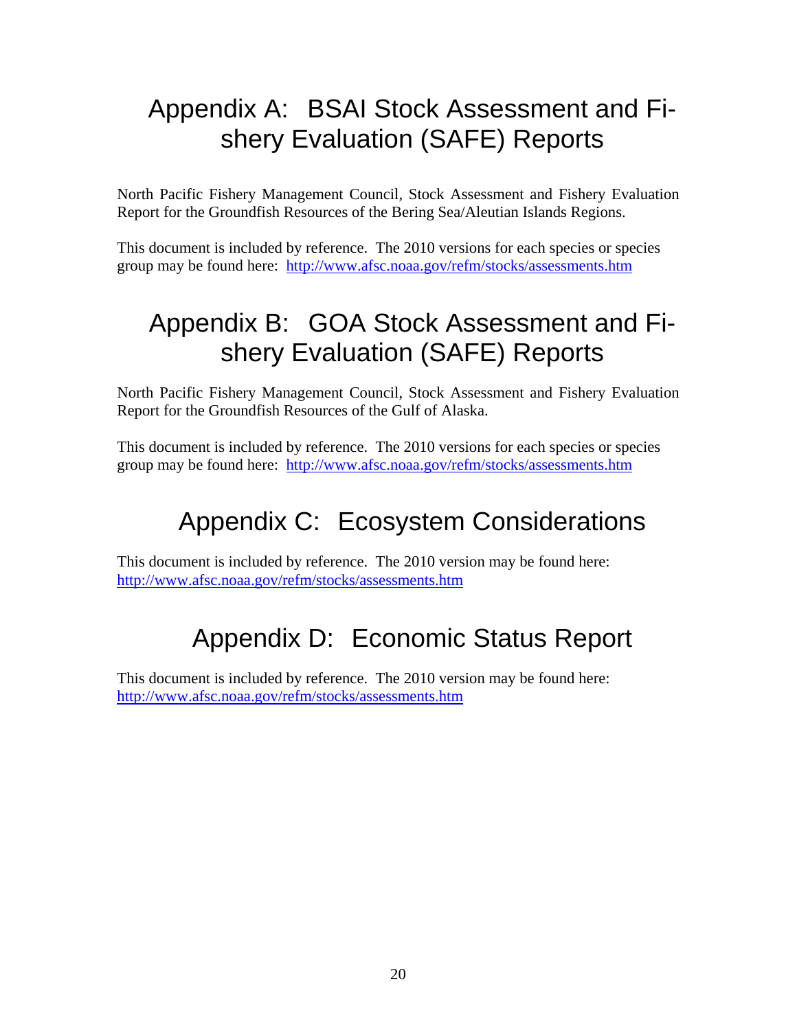# Appendix A: BSAI Stock Assessment and Fishery Evaluation (SAFE) Reports

North Pacific Fishery Management Council, Stock Assessment and Fishery Evaluation Report for the Groundfish Resources of the Bering Sea/Aleutian Islands Regions.

This document is included by reference. The 2010 versions for each species or species group may be found here: http://www.afsc.noaa.gov/refm/stocks/assessments.htm

# Appendix B: GOA Stock Assessment and Fishery Evaluation (SAFE) Reports

North Pacific Fishery Management Council, Stock Assessment and Fishery Evaluation Report for the Groundfish Resources of the Gulf of Alaska.

This document is included by reference. The 2010 versions for each species or species group may be found here: http://www.afsc.noaa.gov/refm/stocks/assessments.htm

# Appendix C: Ecosystem Considerations

This document is included by reference. The 2010 version may be found here: http://www.afsc.noaa.gov/refm/stocks/assessments.htm

# Appendix D: Economic Status Report

This document is included by reference. The 2010 version may be found here: http://www.afsc.noaa.gov/refm/stocks/assessments.htm